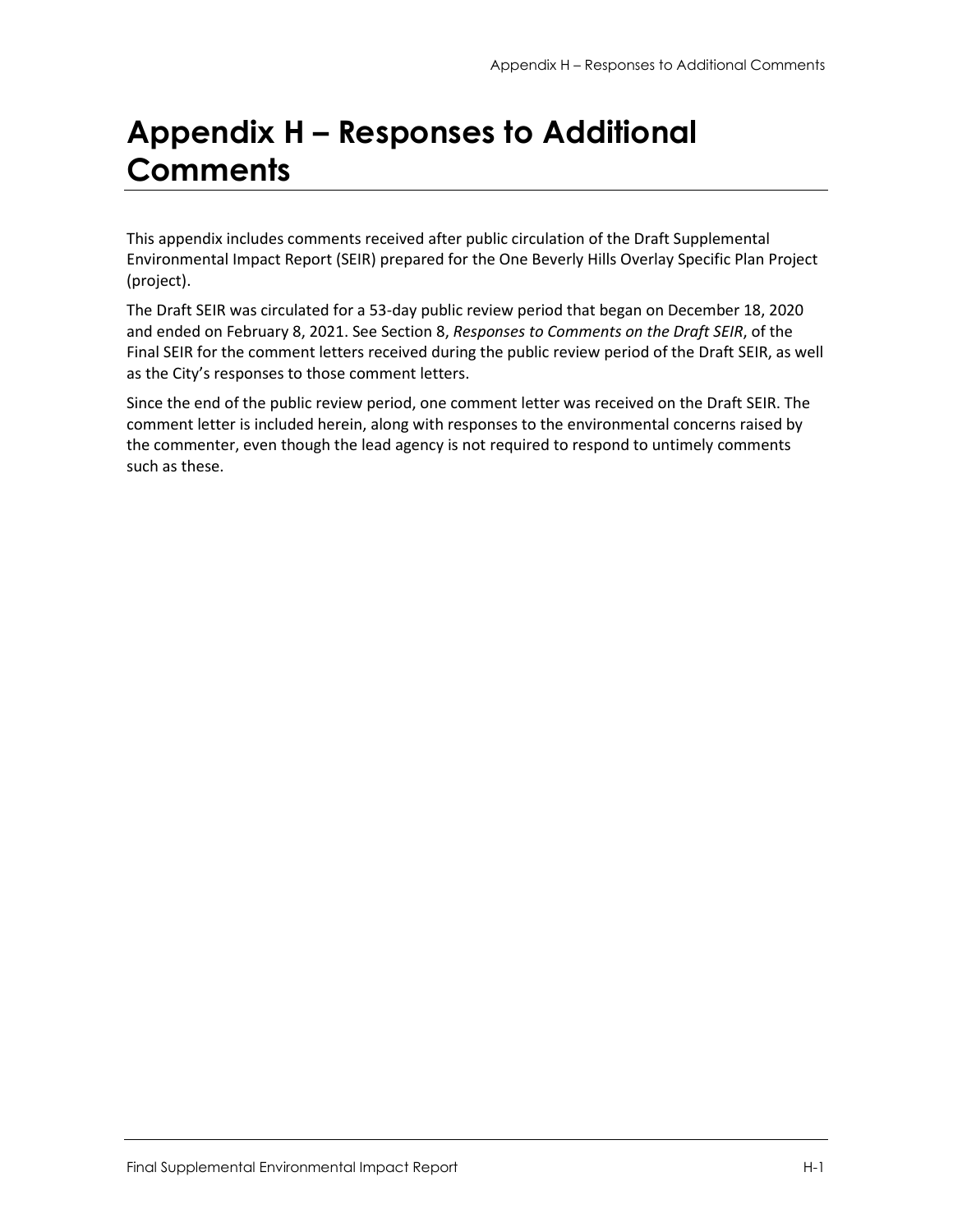# Appendix H – Responses to Additional Comments

This appendix includes comments received after public circulation of the Draft Supplemental Environmental Impact Report (SEIR) prepared for the One Beverly Hills Overlay Specific Plan Project (project).

The Draft SEIR was circulated for a 53-day public review period that began on December 18, 2020 and ended on February 8, 2021. See Section 8, *Responses to Comments on the Draft SEIR*, of the Final SEIR for the comment letters received during the public review period of the Draft SEIR, as well as the City's responses to those comment letters.

Since the end of the public review period, one comment letter was received on the Draft SEIR. The comment letter is included herein, along with responses to the environmental concerns raised by the commenter, even though the lead agency is not required to respond to untimely comments such as these.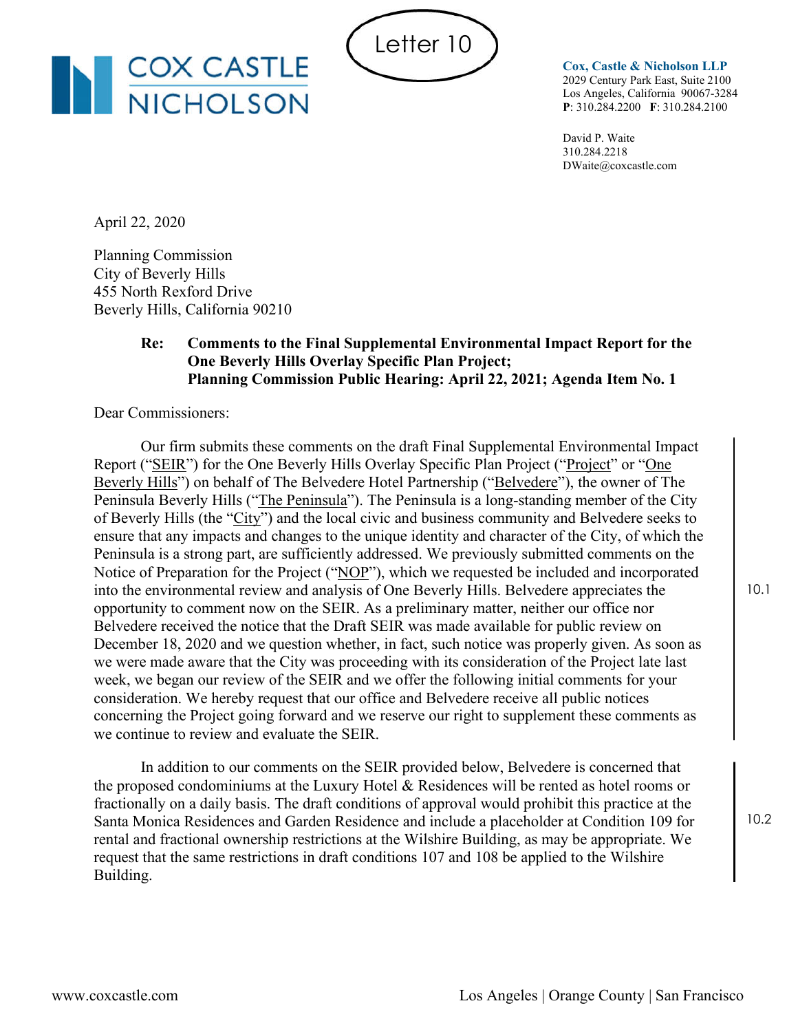Letter 10

**COX CASTLE NICHOLSON**

**Cox, Castle & Nicholson LLP**
2029 Century Park East, Suite 2100
Los Angeles, California 90067-3284
**P**: 310.284.2200 **F**: 310.284.2100

David P. Waite
310.284.2218
DWaite@coxcastle.com

April 22, 2020

Planning Commission
City of Beverly Hills
455 North Rexford Drive
Beverly Hills, California 90210

**Re: Comments to the Final Supplemental Environmental Impact Report for the One Beverly Hills Overlay Specific Plan Project; Planning Commission Public Hearing: April 22, 2021; Agenda Item No. 1**

Dear Commissioners:

Our firm submits these comments on the draft Final Supplemental Environmental Impact Report ("SEIR") for the One Beverly Hills Overlay Specific Plan Project ("Project" or "One Beverly Hills") on behalf of The Belvedere Hotel Partnership ("Belvedere"), the owner of The Peninsula Beverly Hills ("The Peninsula"). The Peninsula is a long-standing member of the City of Beverly Hills (the "City") and the local civic and business community and Belvedere seeks to ensure that any impacts and changes to the unique identity and character of the City, of which the Peninsula is a strong part, are sufficiently addressed. We previously submitted comments on the Notice of Preparation for the Project ("NOP"), which we requested be included and incorporated into the environmental review and analysis of One Beverly Hills. Belvedere appreciates the opportunity to comment now on the SEIR. As a preliminary matter, neither our office nor Belvedere received the notice that the Draft SEIR was made available for public review on December 18, 2020 and we question whether, in fact, such notice was properly given. As soon as we were made aware that the City was proceeding with its consideration of the Project late last week, we began our review of the SEIR and we offer the following initial comments for your consideration. We hereby request that our office and Belvedere receive all public notices concerning the Project going forward and we reserve our right to supplement these comments as we continue to review and evaluate the SEIR. 10.1

In addition to our comments on the SEIR provided below, Belvedere is concerned that the proposed condominiums at the Luxury Hotel & Residences will be rented as hotel rooms or fractionally on a daily basis. The draft conditions of approval would prohibit this practice at the Santa Monica Residences and Garden Residence and include a placeholder at Condition 109 for rental and fractional ownership restrictions at the Wilshire Building, as may be appropriate. We request that the same restrictions in draft conditions 107 and 108 be applied to the Wilshire Building. 10.2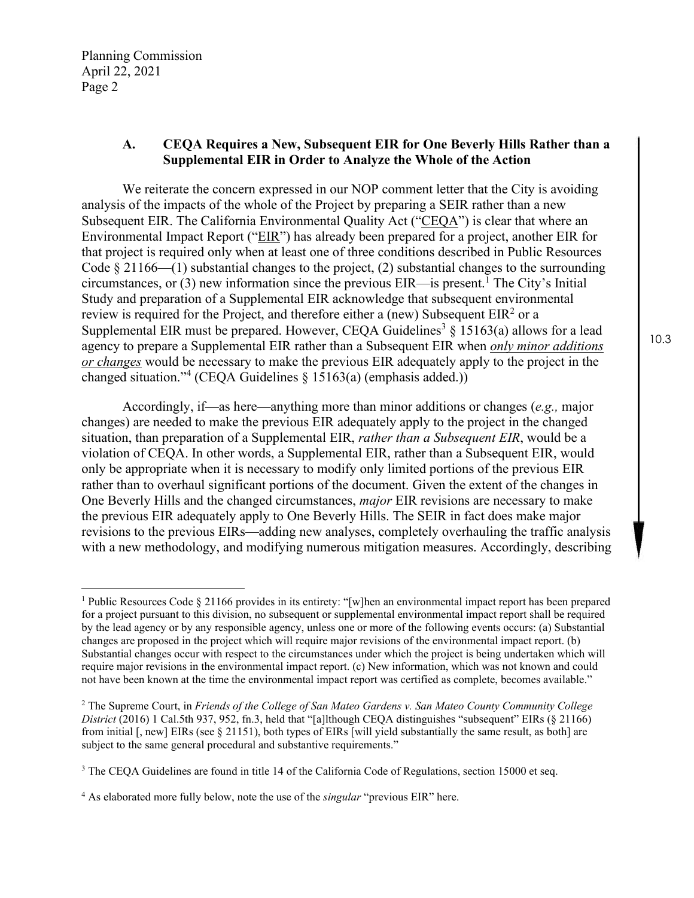### A. CEQA Requires a New, Subsequent EIR for One Beverly Hills Rather than a Supplemental EIR in Order to Analyze the Whole of the Action

We reiterate the concern expressed in our NOP comment letter that the City is avoiding analysis of the impacts of the whole of the Project by preparing a SEIR rather than a new Subsequent EIR. The California Environmental Quality Act ("CEQA") is clear that where an Environmental Impact Report ("EIR") has already been prepared for a project, another EIR for that project is required only when at least one of three conditions described in Public Resources Code § 21166—(1) substantial changes to the project, (2) substantial changes to the surrounding circumstances, or (3) new information since the previous EIR—is present.[1] The City's Initial Study and preparation of a Supplemental EIR acknowledge that subsequent environmental review is required for the Project, and therefore either a (new) Subsequent EIR[2] or a Supplemental EIR must be prepared. However, CEQA Guidelines[3] § 15163(a) allows for a lead agency to prepare a Supplemental EIR rather than a Subsequent EIR when ***only minor additions or changes*** would be necessary to make the previous EIR adequately apply to the project in the changed situation."[4] (CEQA Guidelines § 15163(a) (emphasis added.))

Accordingly, if—as here—anything more than minor additions or changes (*e.g.,* major changes) are needed to make the previous EIR adequately apply to the project in the changed situation, than preparation of a Supplemental EIR, *rather than a Subsequent EIR*, would be a violation of CEQA. In other words, a Supplemental EIR, rather than a Subsequent EIR, would only be appropriate when it is necessary to modify only limited portions of the previous EIR rather than to overhaul significant portions of the document. Given the extent of the changes in One Beverly Hills and the changed circumstances, *major* EIR revisions are necessary to make the previous EIR adequately apply to One Beverly Hills. The SEIR in fact does make major revisions to the previous EIRs—adding new analyses, completely overhauling the traffic analysis with a new methodology, and modifying numerous mitigation measures. Accordingly, describing

10.3

---

[1] Public Resources Code § 21166 provides in its entirety: "[w]hen an environmental impact report has been prepared for a project pursuant to this division, no subsequent or supplemental environmental impact report shall be required by the lead agency or by any responsible agency, unless one or more of the following events occurs: (a) Substantial changes are proposed in the project which will require major revisions of the environmental impact report. (b) Substantial changes occur with respect to the circumstances under which the project is being undertaken which will require major revisions in the environmental impact report. (c) New information, which was not known and could not have been known at the time the environmental impact report was certified as complete, becomes available."

[2] The Supreme Court, in *Friends of the College of San Mateo Gardens v. San Mateo County Community College District* (2016) 1 Cal.5th 937, 952, fn.3, held that "[a]lthough CEQA distinguishes "subsequent" EIRs (§ 21166) from initial [, new] EIRs (see § 21151), both types of EIRs [will yield substantially the same result, as both] are subject to the same general procedural and substantive requirements."

[3] The CEQA Guidelines are found in title 14 of the California Code of Regulations, section 15000 et seq.

[4] As elaborated more fully below, note the use of the *singular* "previous EIR" here.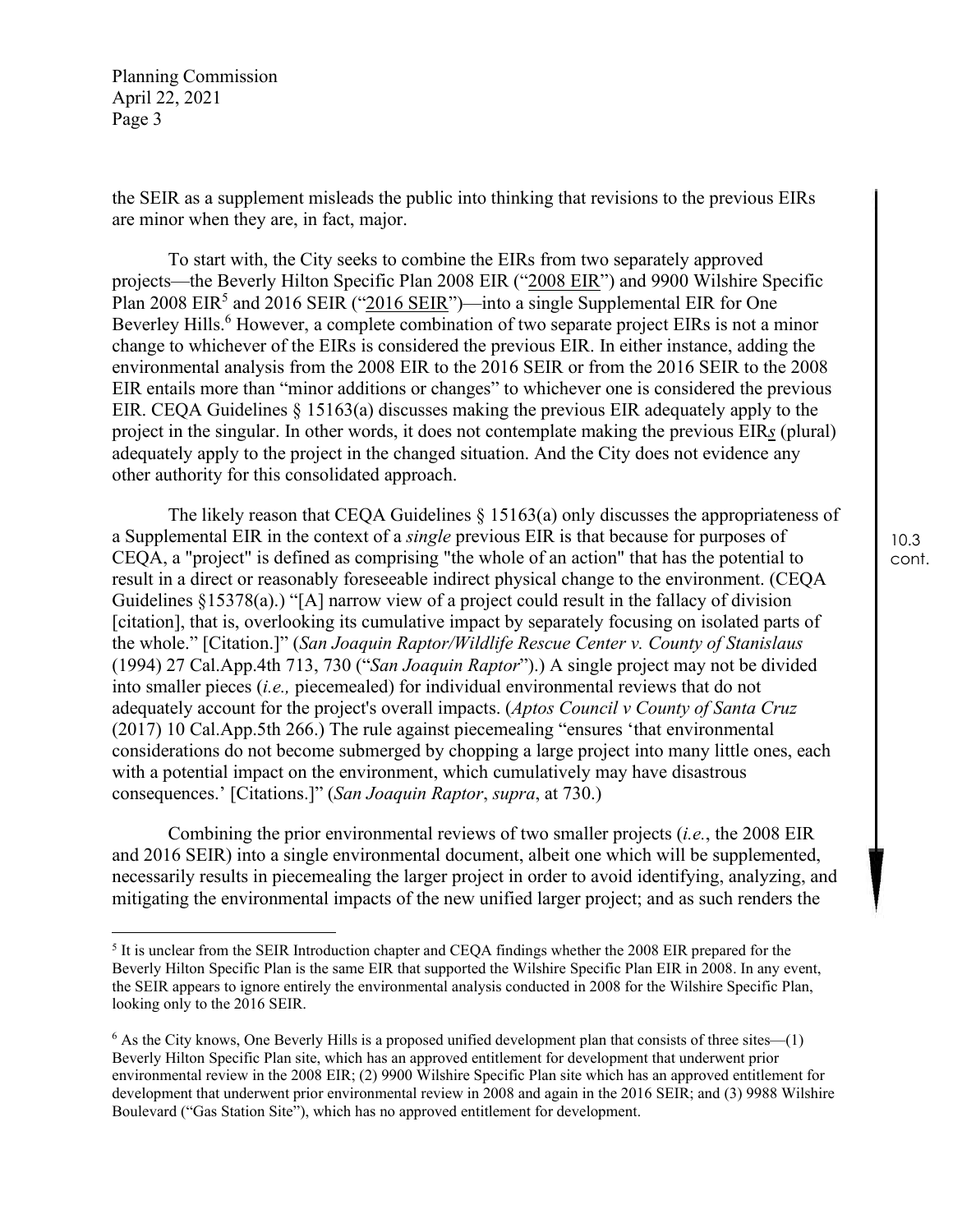the SEIR as a supplement misleads the public into thinking that revisions to the previous EIRs are minor when they are, in fact, major.

To start with, the City seeks to combine the EIRs from two separately approved projects—the Beverly Hilton Specific Plan 2008 EIR ("2008 EIR") and 9900 Wilshire Specific Plan 2008 EIR[5] and 2016 SEIR ("2016 SEIR")—into a single Supplemental EIR for One Beverley Hills.[6] However, a complete combination of two separate project EIRs is not a minor change to whichever of the EIRs is considered the previous EIR. In either instance, adding the environmental analysis from the 2008 EIR to the 2016 SEIR or from the 2016 SEIR to the 2008 EIR entails more than "minor additions or changes" to whichever one is considered the previous EIR. CEQA Guidelines § 15163(a) discusses making the previous EIR adequately apply to the project in the singular. In other words, it does not contemplate making the previous EIR***s*** (plural) adequately apply to the project in the changed situation. And the City does not evidence any other authority for this consolidated approach.

The likely reason that CEQA Guidelines § 15163(a) only discusses the appropriateness of a Supplemental EIR in the context of a *single* previous EIR is that because for purposes of CEQA, a "project" is defined as comprising "the whole of an action" that has the potential to result in a direct or reasonably foreseeable indirect physical change to the environment. (CEQA Guidelines §15378(a).) "[A] narrow view of a project could result in the fallacy of division [citation], that is, overlooking its cumulative impact by separately focusing on isolated parts of the whole." [Citation.]" (*San Joaquin Raptor/Wildlife Rescue Center v. County of Stanislaus* (1994) 27 Cal.App.4th 713, 730 ("*San Joaquin Raptor*").) A single project may not be divided into smaller pieces (*i.e.,* piecemealed) for individual environmental reviews that do not adequately account for the project's overall impacts. (*Aptos Council v County of Santa Cruz* (2017) 10 Cal.App.5th 266.) The rule against piecemealing "ensures 'that environmental considerations do not become submerged by chopping a large project into many little ones, each with a potential impact on the environment, which cumulatively may have disastrous consequences.' [Citations.]" (*San Joaquin Raptor*, *supra*, at 730.)

Combining the prior environmental reviews of two smaller projects (*i.e.*, the 2008 EIR and 2016 SEIR) into a single environmental document, albeit one which will be supplemented, necessarily results in piecemealing the larger project in order to avoid identifying, analyzing, and mitigating the environmental impacts of the new unified larger project; and as such renders the

10.3 cont.

[5] It is unclear from the SEIR Introduction chapter and CEQA findings whether the 2008 EIR prepared for the Beverly Hilton Specific Plan is the same EIR that supported the Wilshire Specific Plan EIR in 2008. In any event, the SEIR appears to ignore entirely the environmental analysis conducted in 2008 for the Wilshire Specific Plan, looking only to the 2016 SEIR.

[6] As the City knows, One Beverly Hills is a proposed unified development plan that consists of three sites—(1) Beverly Hilton Specific Plan site, which has an approved entitlement for development that underwent prior environmental review in the 2008 EIR; (2) 9900 Wilshire Specific Plan site which has an approved entitlement for development that underwent prior environmental review in 2008 and again in the 2016 SEIR; and (3) 9988 Wilshire Boulevard ("Gas Station Site"), which has no approved entitlement for development.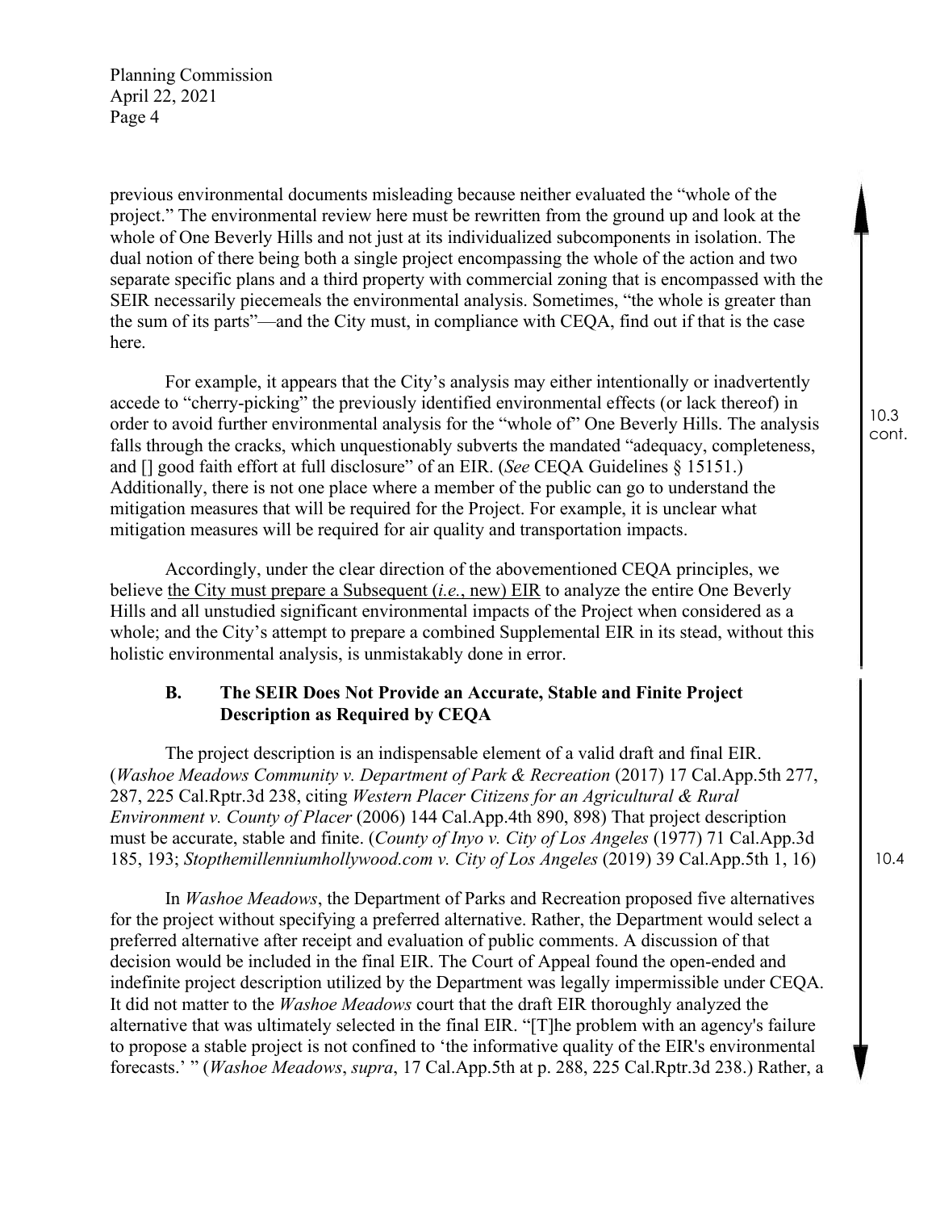previous environmental documents misleading because neither evaluated the "whole of the project." The environmental review here must be rewritten from the ground up and look at the whole of One Beverly Hills and not just at its individualized subcomponents in isolation. The dual notion of there being both a single project encompassing the whole of the action and two separate specific plans and a third property with commercial zoning that is encompassed with the SEIR necessarily piecemeals the environmental analysis. Sometimes, "the whole is greater than the sum of its parts"—and the City must, in compliance with CEQA, find out if that is the case here.

For example, it appears that the City's analysis may either intentionally or inadvertently accede to "cherry-picking" the previously identified environmental effects (or lack thereof) in order to avoid further environmental analysis for the "whole of" One Beverly Hills. The analysis falls through the cracks, which unquestionably subverts the mandated "adequacy, completeness, and [] good faith effort at full disclosure" of an EIR. (*See* CEQA Guidelines § 15151.) Additionally, there is not one place where a member of the public can go to understand the mitigation measures that will be required for the Project. For example, it is unclear what mitigation measures will be required for air quality and transportation impacts.

10.3 cont.

Accordingly, under the clear direction of the abovementioned CEQA principles, we believe the City must prepare a Subsequent (*i.e.*, new) EIR to analyze the entire One Beverly Hills and all unstudied significant environmental impacts of the Project when considered as a whole; and the City's attempt to prepare a combined Supplemental EIR in its stead, without this holistic environmental analysis, is unmistakably done in error.

### B. The SEIR Does Not Provide an Accurate, Stable and Finite Project Description as Required by CEQA

The project description is an indispensable element of a valid draft and final EIR. (*Washoe Meadows Community v. Department of Park & Recreation* (2017) 17 Cal.App.5th 277, 287, 225 Cal.Rptr.3d 238, citing *Western Placer Citizens for an Agricultural & Rural Environment v. County of Placer* (2006) 144 Cal.App.4th 890, 898) That project description must be accurate, stable and finite. (*County of Inyo v. City of Los Angeles* (1977) 71 Cal.App.3d 185, 193; *Stopthemilleniumhollywood.com v. City of Los Angeles* (2019) 39 Cal.App.5th 1, 16)

10.4

In *Washoe Meadows*, the Department of Parks and Recreation proposed five alternatives for the project without specifying a preferred alternative. Rather, the Department would select a preferred alternative after receipt and evaluation of public comments. A discussion of that decision would be included in the final EIR. The Court of Appeal found the open-ended and indefinite project description utilized by the Department was legally impermissible under CEQA. It did not matter to the *Washoe Meadows* court that the draft EIR thoroughly analyzed the alternative that was ultimately selected in the final EIR. "[T]he problem with an agency's failure to propose a stable project is not confined to 'the informative quality of the EIR's environmental forecasts.' " (*Washoe Meadows*, *supra*, 17 Cal.App.5th at p. 288, 225 Cal.Rptr.3d 238.) Rather, a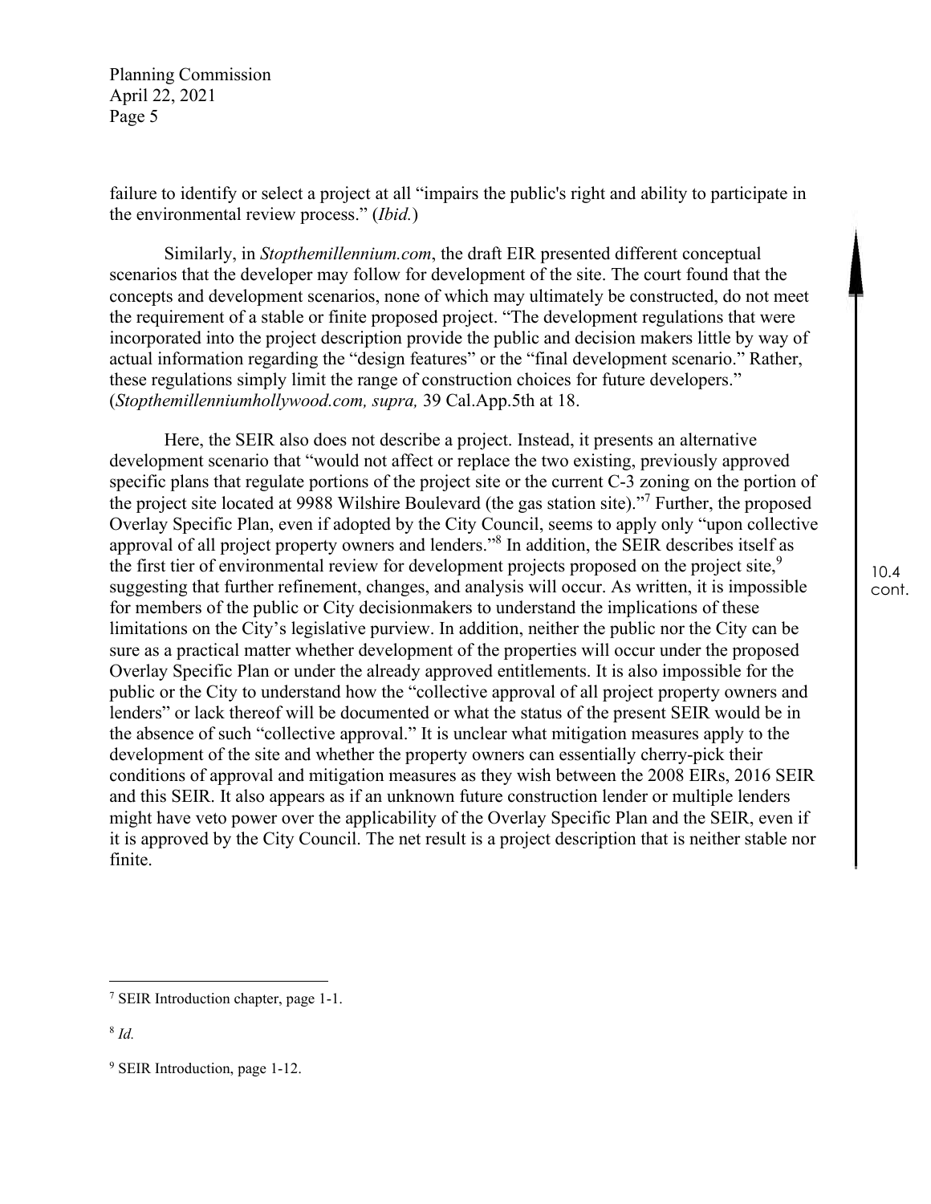failure to identify or select a project at all "impairs the public's right and ability to participate in the environmental review process." (*Ibid.*)

Similarly, in *Stopthemillennium.com*, the draft EIR presented different conceptual scenarios that the developer may follow for development of the site. The court found that the concepts and development scenarios, none of which may ultimately be constructed, do not meet the requirement of a stable or finite proposed project. "The development regulations that were incorporated into the project description provide the public and decision makers little by way of actual information regarding the "design features" or the "final development scenario." Rather, these regulations simply limit the range of construction choices for future developers." (*Stopthemillenniumhollywood.com, supra,* 39 Cal.App.5th at 18.

Here, the SEIR also does not describe a project. Instead, it presents an alternative development scenario that "would not affect or replace the two existing, previously approved specific plans that regulate portions of the project site or the current C-3 zoning on the portion of the project site located at 9988 Wilshire Boulevard (the gas station site)."[7] Further, the proposed Overlay Specific Plan, even if adopted by the City Council, seems to apply only "upon collective approval of all project property owners and lenders."[8] In addition, the SEIR describes itself as the first tier of environmental review for development projects proposed on the project site,[9] suggesting that further refinement, changes, and analysis will occur. As written, it is impossible for members of the public or City decisionmakers to understand the implications of these limitations on the City's legislative purview. In addition, neither the public nor the City can be sure as a practical matter whether development of the properties will occur under the proposed Overlay Specific Plan or under the already approved entitlements. It is also impossible for the public or the City to understand how the "collective approval of all project property owners and lenders" or lack thereof will be documented or what the status of the present SEIR would be in the absence of such "collective approval." It is unclear what mitigation measures apply to the development of the site and whether the property owners can essentially cherry-pick their conditions of approval and mitigation measures as they wish between the 2008 EIRs, 2016 SEIR and this SEIR. It also appears as if an unknown future construction lender or multiple lenders might have veto power over the applicability of the Overlay Specific Plan and the SEIR, even if it is approved by the City Council. The net result is a project description that is neither stable nor finite.

10.4 cont.

---

[7] SEIR Introduction chapter, page 1-1.

[8] *Id.*

[9] SEIR Introduction, page 1-12.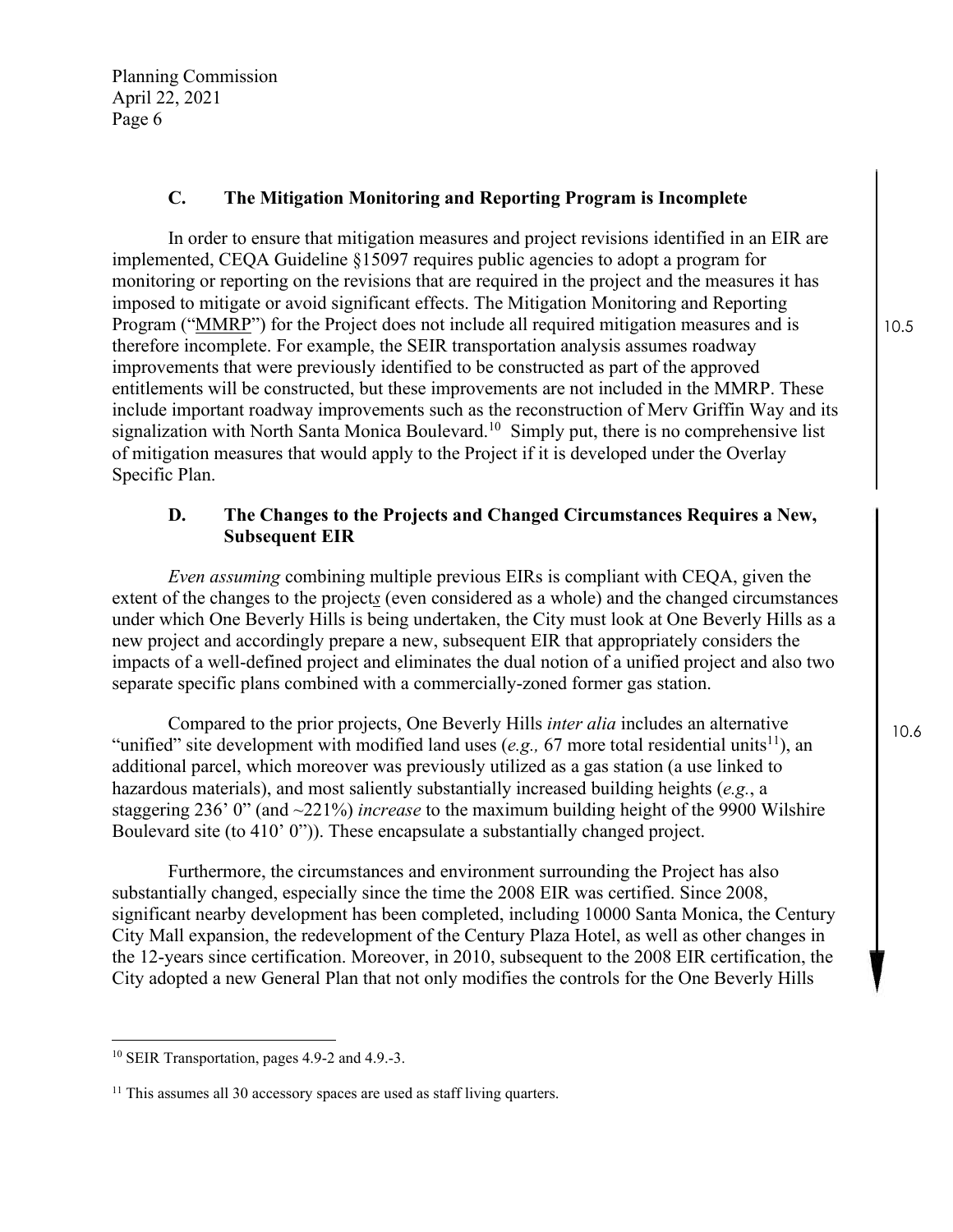### C. The Mitigation Monitoring and Reporting Program is Incomplete

In order to ensure that mitigation measures and project revisions identified in an EIR are implemented, CEQA Guideline §15097 requires public agencies to adopt a program for monitoring or reporting on the revisions that are required in the project and the measures it has imposed to mitigate or avoid significant effects. The Mitigation Monitoring and Reporting Program ("MMRP") for the Project does not include all required mitigation measures and is therefore incomplete. For example, the SEIR transportation analysis assumes roadway improvements that were previously identified to be constructed as part of the approved entitlements will be constructed, but these improvements are not included in the MMRP. These include important roadway improvements such as the reconstruction of Merv Griffin Way and its signalization with North Santa Monica Boulevard.[10] Simply put, there is no comprehensive list of mitigation measures that would apply to the Project if it is developed under the Overlay Specific Plan.

10.5

### D. The Changes to the Projects and Changed Circumstances Requires a New, Subsequent EIR

*Even assuming* combining multiple previous EIRs is compliant with CEQA, given the extent of the changes to the project*s* (even considered as a whole) and the changed circumstances under which One Beverly Hills is being undertaken, the City must look at One Beverly Hills as a new project and accordingly prepare a new, subsequent EIR that appropriately considers the impacts of a well-defined project and eliminates the dual notion of a unified project and also two separate specific plans combined with a commercially-zoned former gas station.

Compared to the prior projects, One Beverly Hills *inter alia* includes an alternative "unified" site development with modified land uses (*e.g.,* 67 more total residential units[11]), an additional parcel, which moreover was previously utilized as a gas station (a use linked to hazardous materials), and most saliently substantially increased building heights (*e.g.*, a staggering 236' 0" (and ~221%) *increase* to the maximum building height of the 9900 Wilshire Boulevard site (to 410' 0")). These encapsulate a substantially changed project.

10.6

Furthermore, the circumstances and environment surrounding the Project has also substantially changed, especially since the time the 2008 EIR was certified. Since 2008, significant nearby development has been completed, including 10000 Santa Monica, the Century City Mall expansion, the redevelopment of the Century Plaza Hotel, as well as other changes in the 12-years since certification. Moreover, in 2010, subsequent to the 2008 EIR certification, the City adopted a new General Plan that not only modifies the controls for the One Beverly Hills

---

[10] SEIR Transportation, pages 4.9-2 and 4.9.-3.

[11] This assumes all 30 accessory spaces are used as staff living quarters.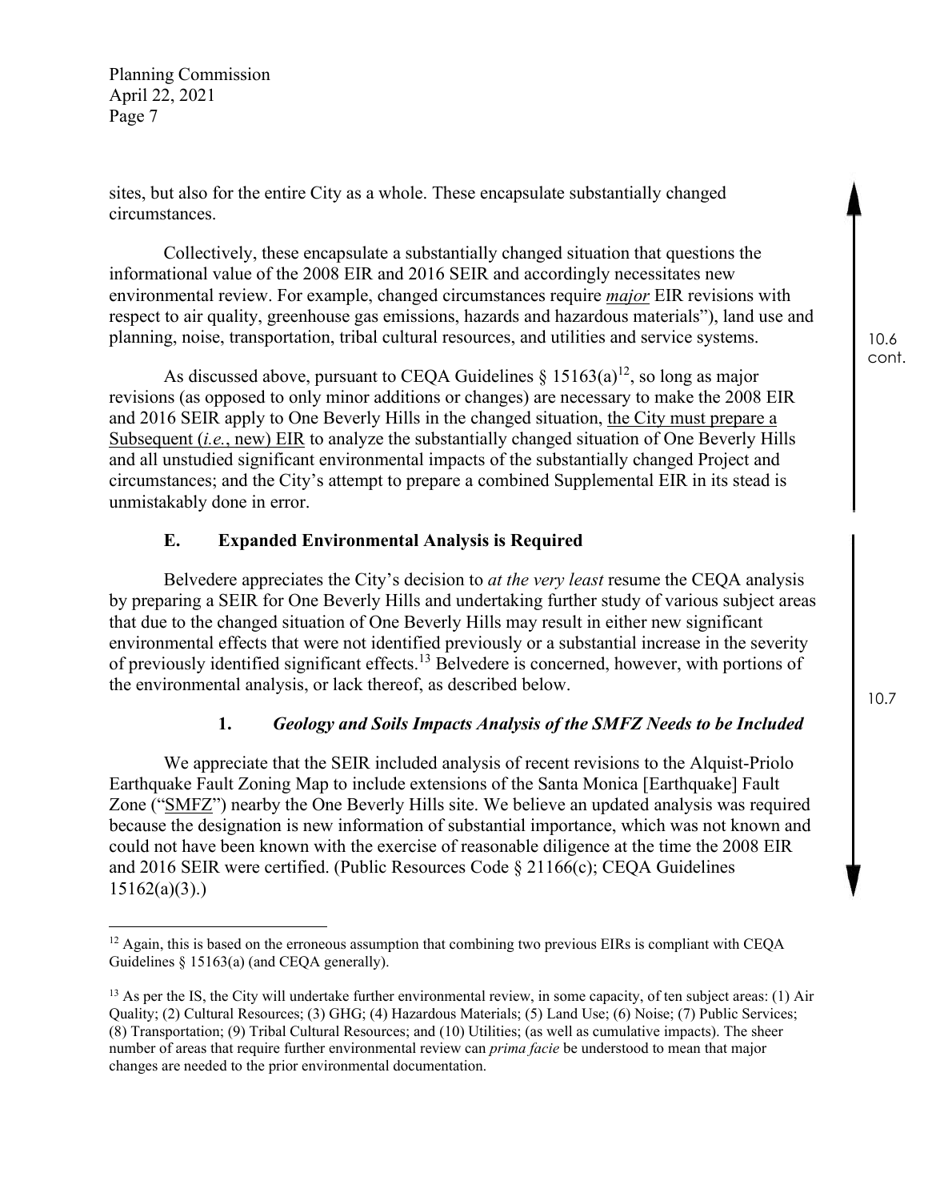sites, but also for the entire City as a whole. These encapsulate substantially changed circumstances.

Collectively, these encapsulate a substantially changed situation that questions the informational value of the 2008 EIR and 2016 SEIR and accordingly necessitates new environmental review. For example, changed circumstances require ***major*** EIR revisions with respect to air quality, greenhouse gas emissions, hazards and hazardous materials"), land use and planning, noise, transportation, tribal cultural resources, and utilities and service systems.

10.6 cont.

As discussed above, pursuant to CEQA Guidelines § 15163(a)[12], so long as major revisions (as opposed to only minor additions or changes) are necessary to make the 2008 EIR and 2016 SEIR apply to One Beverly Hills in the changed situation, the City must prepare a Subsequent (*i.e.*, new) EIR to analyze the substantially changed situation of One Beverly Hills and all unstudied significant environmental impacts of the substantially changed Project and circumstances; and the City's attempt to prepare a combined Supplemental EIR in its stead is unmistakably done in error.

### E. Expanded Environmental Analysis is Required

10.7

Belvedere appreciates the City's decision to *at the very least* resume the CEQA analysis by preparing a SEIR for One Beverly Hills and undertaking further study of various subject areas that due to the changed situation of One Beverly Hills may result in either new significant environmental effects that were not identified previously or a substantial increase in the severity of previously identified significant effects.[13] Belvedere is concerned, however, with portions of the environmental analysis, or lack thereof, as described below.

#### 1. *Geology and Soils Impacts Analysis of the SMFZ Needs to be Included*

We appreciate that the SEIR included analysis of recent revisions to the Alquist-Priolo Earthquake Fault Zoning Map to include extensions of the Santa Monica [Earthquake] Fault Zone ("SMFZ") nearby the One Beverly Hills site. We believe an updated analysis was required because the designation is new information of substantial importance, which was not known and could not have been known with the exercise of reasonable diligence at the time the 2008 EIR and 2016 SEIR were certified. (Public Resources Code § 21166(c); CEQA Guidelines 15162(a)(3).)

---

[12] Again, this is based on the erroneous assumption that combining two previous EIRs is compliant with CEQA Guidelines § 15163(a) (and CEQA generally).

[13] As per the IS, the City will undertake further environmental review, in some capacity, of ten subject areas: (1) Air Quality; (2) Cultural Resources; (3) GHG; (4) Hazardous Materials; (5) Land Use; (6) Noise; (7) Public Services; (8) Transportation; (9) Tribal Cultural Resources; and (10) Utilities; (as well as cumulative impacts). The sheer number of areas that require further environmental review can *prima facie* be understood to mean that major changes are needed to the prior environmental documentation.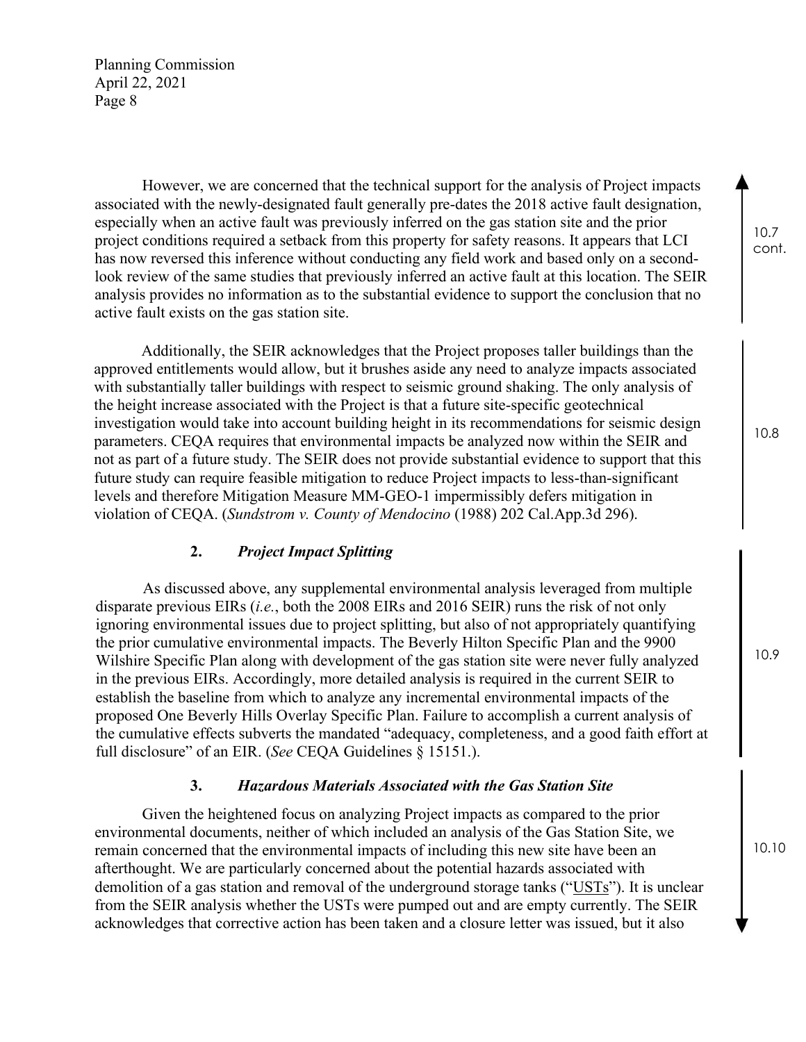However, we are concerned that the technical support for the analysis of Project impacts associated with the newly-designated fault generally pre-dates the 2018 active fault designation, especially when an active fault was previously inferred on the gas station site and the prior project conditions required a setback from this property for safety reasons. It appears that LCI has now reversed this inference without conducting any field work and based only on a second-look review of the same studies that previously inferred an active fault at this location. The SEIR analysis provides no information as to the substantial evidence to support the conclusion that no active fault exists on the gas station site.

10.7 cont.

Additionally, the SEIR acknowledges that the Project proposes taller buildings than the approved entitlements would allow, but it brushes aside any need to analyze impacts associated with substantially taller buildings with respect to seismic ground shaking. The only analysis of the height increase associated with the Project is that a future site-specific geotechnical investigation would take into account building height in its recommendations for seismic design parameters. CEQA requires that environmental impacts be analyzed now within the SEIR and not as part of a future study. The SEIR does not provide substantial evidence to support that this future study can require feasible mitigation to reduce Project impacts to less-than-significant levels and therefore Mitigation Measure MM-GEO-1 impermissibly defers mitigation in violation of CEQA. (*Sundstrom v. County of Mendocino* (1988) 202 Cal.App.3d 296).

10.8

### 2. *Project Impact Splitting*

As discussed above, any supplemental environmental analysis leveraged from multiple disparate previous EIRs (*i.e.*, both the 2008 EIRs and 2016 SEIR) runs the risk of not only ignoring environmental issues due to project splitting, but also of not appropriately quantifying the prior cumulative environmental impacts. The Beverly Hilton Specific Plan and the 9900 Wilshire Specific Plan along with development of the gas station site were never fully analyzed in the previous EIRs. Accordingly, more detailed analysis is required in the current SEIR to establish the baseline from which to analyze any incremental environmental impacts of the proposed One Beverly Hills Overlay Specific Plan. Failure to accomplish a current analysis of the cumulative effects subverts the mandated "adequacy, completeness, and a good faith effort at full disclosure" of an EIR. (*See* CEQA Guidelines § 15151.).

10.9

### 3. *Hazardous Materials Associated with the Gas Station Site*

Given the heightened focus on analyzing Project impacts as compared to the prior environmental documents, neither of which included an analysis of the Gas Station Site, we remain concerned that the environmental impacts of including this new site have been an afterthought. We are particularly concerned about the potential hazards associated with demolition of a gas station and removal of the underground storage tanks ("USTs"). It is unclear from the SEIR analysis whether the USTs were pumped out and are empty currently. The SEIR acknowledges that corrective action has been taken and a closure letter was issued, but it also

10.10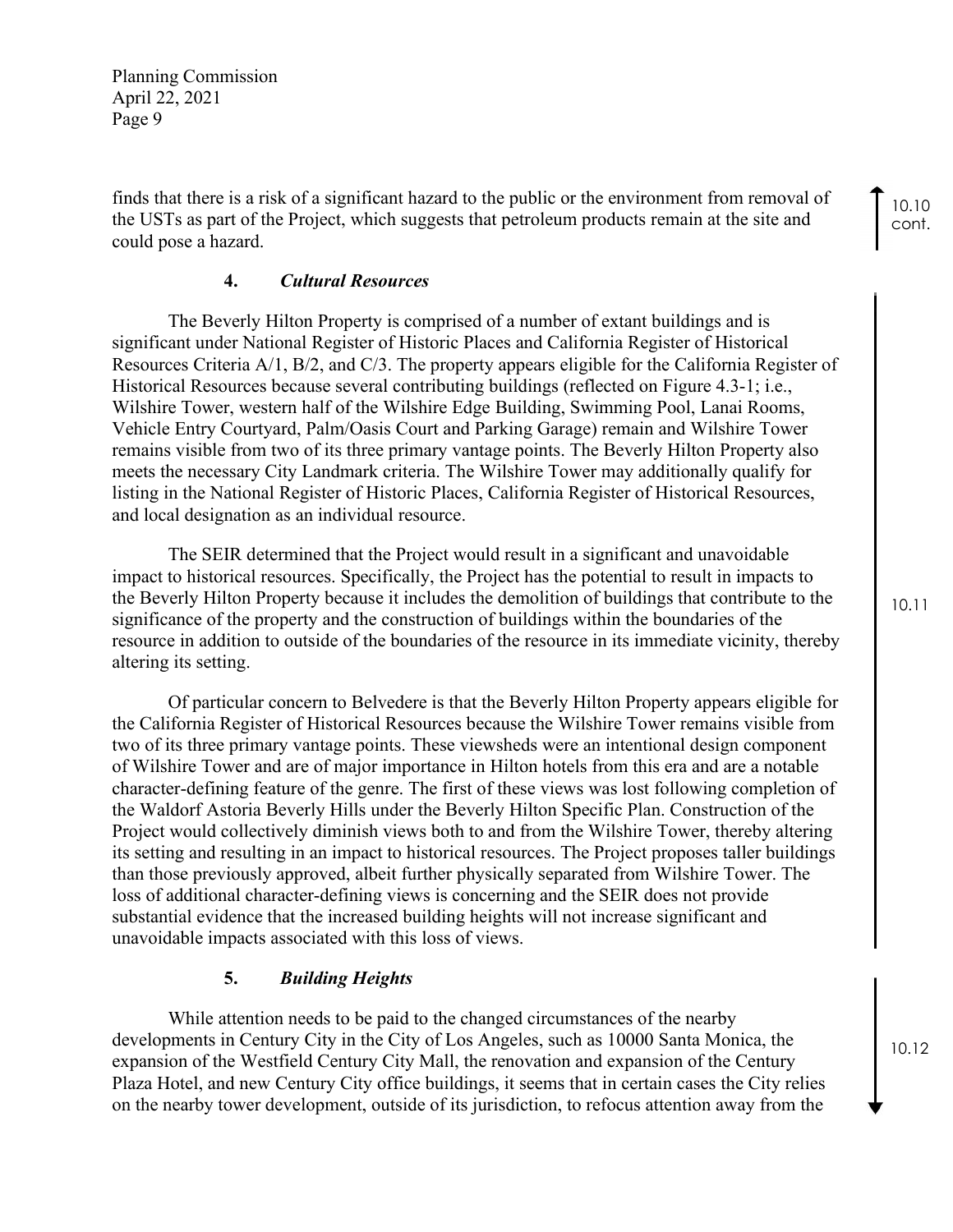finds that there is a risk of a significant hazard to the public or the environment from removal of the USTs as part of the Project, which suggests that petroleum products remain at the site and could pose a hazard.

10.10 cont.

### 4. *Cultural Resources*

The Beverly Hilton Property is comprised of a number of extant buildings and is significant under National Register of Historic Places and California Register of Historical Resources Criteria A/1, B/2, and C/3. The property appears eligible for the California Register of Historical Resources because several contributing buildings (reflected on Figure 4.3-1; i.e., Wilshire Tower, western half of the Wilshire Edge Building, Swimming Pool, Lanai Rooms, Vehicle Entry Courtyard, Palm/Oasis Court and Parking Garage) remain and Wilshire Tower remains visible from two of its three primary vantage points. The Beverly Hilton Property also meets the necessary City Landmark criteria. The Wilshire Tower may additionally qualify for listing in the National Register of Historic Places, California Register of Historical Resources, and local designation as an individual resource.

The SEIR determined that the Project would result in a significant and unavoidable impact to historical resources. Specifically, the Project has the potential to result in impacts to the Beverly Hilton Property because it includes the demolition of buildings that contribute to the significance of the property and the construction of buildings within the boundaries of the resource in addition to outside of the boundaries of the resource in its immediate vicinity, thereby altering its setting.

Of particular concern to Belvedere is that the Beverly Hilton Property appears eligible for the California Register of Historical Resources because the Wilshire Tower remains visible from two of its three primary vantage points. These viewsheds were an intentional design component of Wilshire Tower and are of major importance in Hilton hotels from this era and are a notable character-defining feature of the genre. The first of these views was lost following completion of the Waldorf Astoria Beverly Hills under the Beverly Hilton Specific Plan. Construction of the Project would collectively diminish views both to and from the Wilshire Tower, thereby altering its setting and resulting in an impact to historical resources. The Project proposes taller buildings than those previously approved, albeit further physically separated from Wilshire Tower. The loss of additional character-defining views is concerning and the SEIR does not provide substantial evidence that the increased building heights will not increase significant and unavoidable impacts associated with this loss of views.

10.11

### 5. *Building Heights*

While attention needs to be paid to the changed circumstances of the nearby developments in Century City in the City of Los Angeles, such as 10000 Santa Monica, the expansion of the Westfield Century City Mall, the renovation and expansion of the Century Plaza Hotel, and new Century City office buildings, it seems that in certain cases the City relies on the nearby tower development, outside of its jurisdiction, to refocus attention away from the

10.12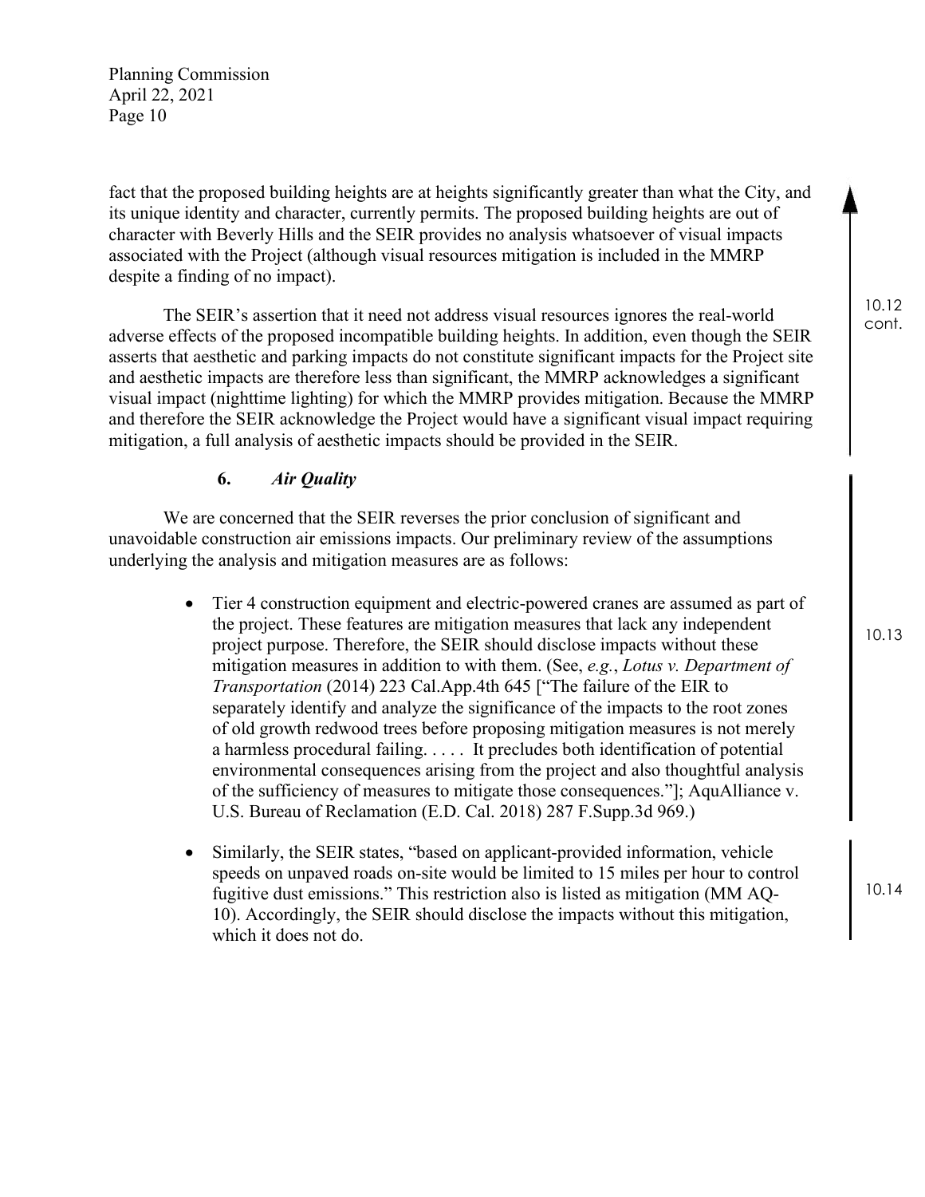fact that the proposed building heights are at heights significantly greater than what the City, and its unique identity and character, currently permits. The proposed building heights are out of character with Beverly Hills and the SEIR provides no analysis whatsoever of visual impacts associated with the Project (although visual resources mitigation is included in the MMRP despite a finding of no impact).

The SEIR's assertion that it need not address visual resources ignores the real-world adverse effects of the proposed incompatible building heights. In addition, even though the SEIR asserts that aesthetic and parking impacts do not constitute significant impacts for the Project site and aesthetic impacts are therefore less than significant, the MMRP acknowledges a significant visual impact (nighttime lighting) for which the MMRP provides mitigation. Because the MMRP and therefore the SEIR acknowledge the Project would have a significant visual impact requiring mitigation, a full analysis of aesthetic impacts should be provided in the SEIR.

10.12 cont.

### 6. *Air Quality*

We are concerned that the SEIR reverses the prior conclusion of significant and unavoidable construction air emissions impacts. Our preliminary review of the assumptions underlying the analysis and mitigation measures are as follows:

- Tier 4 construction equipment and electric-powered cranes are assumed as part of the project. These features are mitigation measures that lack any independent project purpose. Therefore, the SEIR should disclose impacts without these mitigation measures in addition to with them. (See, *e.g.*, *Lotus v. Department of Transportation* (2014) 223 Cal.App.4th 645 ["The failure of the EIR to separately identify and analyze the significance of the impacts to the root zones of old growth redwood trees before proposing mitigation measures is not merely a harmless procedural failing. . . . . It precludes both identification of potential environmental consequences arising from the project and also thoughtful analysis of the sufficiency of measures to mitigate those consequences."]; AquAlliance v. U.S. Bureau of Reclamation (E.D. Cal. 2018) 287 F.Supp.3d 969.)

10.13

- Similarly, the SEIR states, "based on applicant-provided information, vehicle speeds on unpaved roads on-site would be limited to 15 miles per hour to control fugitive dust emissions." This restriction also is listed as mitigation (MM AQ-10). Accordingly, the SEIR should disclose the impacts without this mitigation, which it does not do.

10.14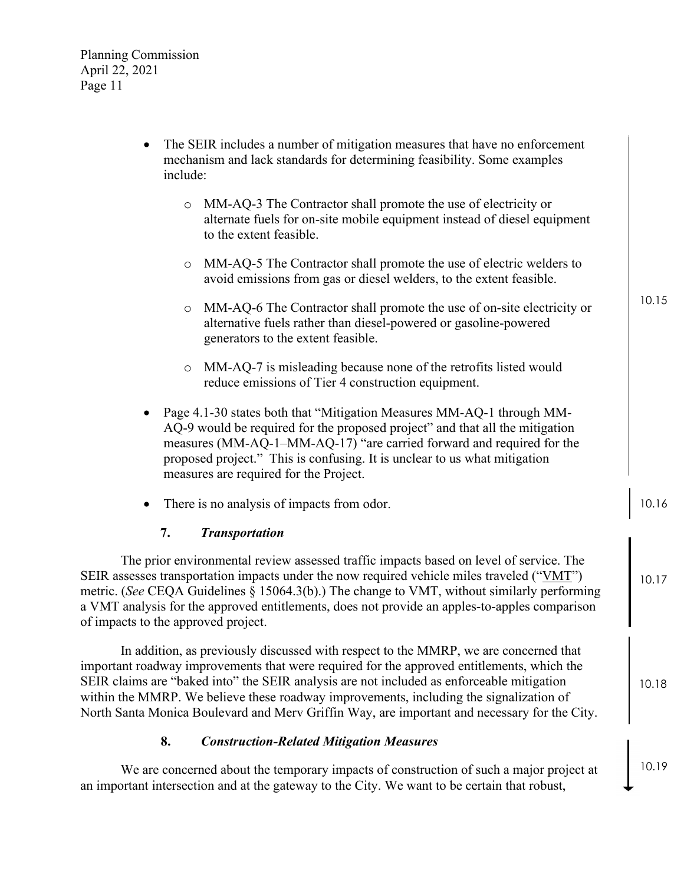- The SEIR includes a number of mitigation measures that have no enforcement mechanism and lack standards for determining feasibility. Some examples include:

    - MM-AQ-3 The Contractor shall promote the use of electricity or alternate fuels for on-site mobile equipment instead of diesel equipment to the extent feasible.

    - MM-AQ-5 The Contractor shall promote the use of electric welders to avoid emissions from gas or diesel welders, to the extent feasible.

    - MM-AQ-6 The Contractor shall promote the use of on-site electricity or alternative fuels rather than diesel-powered or gasoline-powered generators to the extent feasible.

    - MM-AQ-7 is misleading because none of the retrofits listed would reduce emissions of Tier 4 construction equipment.

- Page 4.1-30 states both that "Mitigation Measures MM-AQ-1 through MM-AQ-9 would be required for the proposed project" and that all the mitigation measures (MM-AQ-1–MM-AQ-17) "are carried forward and required for the proposed project." This is confusing. It is unclear to us what mitigation measures are required for the Project.

10.15

- There is no analysis of impacts from odor.

10.16

### 7. *Transportation*

The prior environmental review assessed traffic impacts based on level of service. The SEIR assesses transportation impacts under the now required vehicle miles traveled ("VMT") metric. (*See* CEQA Guidelines § 15064.3(b).) The change to VMT, without similarly performing a VMT analysis for the approved entitlements, does not provide an apples-to-apples comparison of impacts to the approved project.

10.17

In addition, as previously discussed with respect to the MMRP, we are concerned that important roadway improvements that were required for the approved entitlements, which the SEIR claims are "baked into" the SEIR analysis are not included as enforceable mitigation within the MMRP. We believe these roadway improvements, including the signalization of North Santa Monica Boulevard and Merv Griffin Way, are important and necessary for the City.

10.18

### 8. *Construction-Related Mitigation Measures*

We are concerned about the temporary impacts of construction of such a major project at an important intersection and at the gateway to the City. We want to be certain that robust,

10.19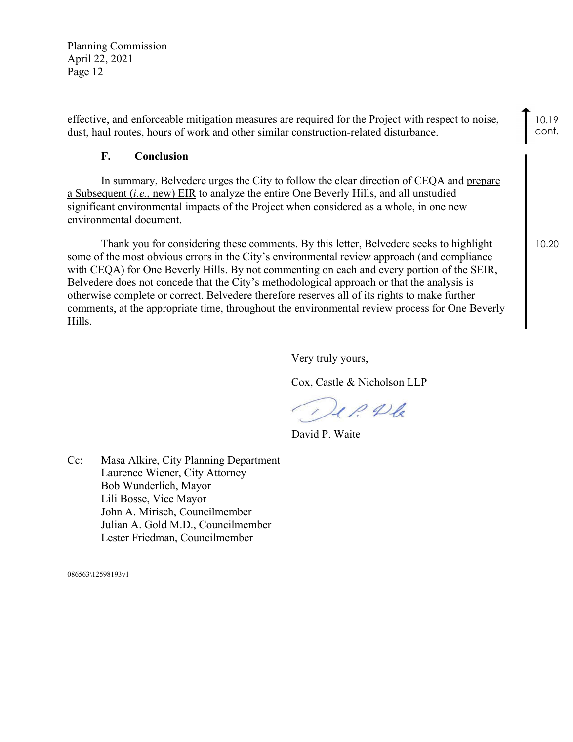effective, and enforceable mitigation measures are required for the Project with respect to noise, dust, haul routes, hours of work and other similar construction-related disturbance.

10.19 cont.

### F. Conclusion

In summary, Belvedere urges the City to follow the clear direction of CEQA and prepare a Subsequent (*i.e.*, new) EIR to analyze the entire One Beverly Hills, and all unstudied significant environmental impacts of the Project when considered as a whole, in one new environmental document.

10.20

Thank you for considering these comments. By this letter, Belvedere seeks to highlight some of the most obvious errors in the City's environmental review approach (and compliance with CEQA) for One Beverly Hills. By not commenting on each and every portion of the SEIR, Belvedere does not concede that the City's methodological approach or that the analysis is otherwise complete or correct. Belvedere therefore reserves all of its rights to make further comments, at the appropriate time, throughout the environmental review process for One Beverly Hills.

Very truly yours,

Cox, Castle & Nicholson LLP

David P. Waite

Cc: Masa Alkire, City Planning Department
Laurence Wiener, City Attorney
Bob Wunderlich, Mayor
Lili Bosse, Vice Mayor
John A. Mirisch, Councilmember
Julian A. Gold M.D., Councilmember
Lester Friedman, Councilmember

086563\12598193v1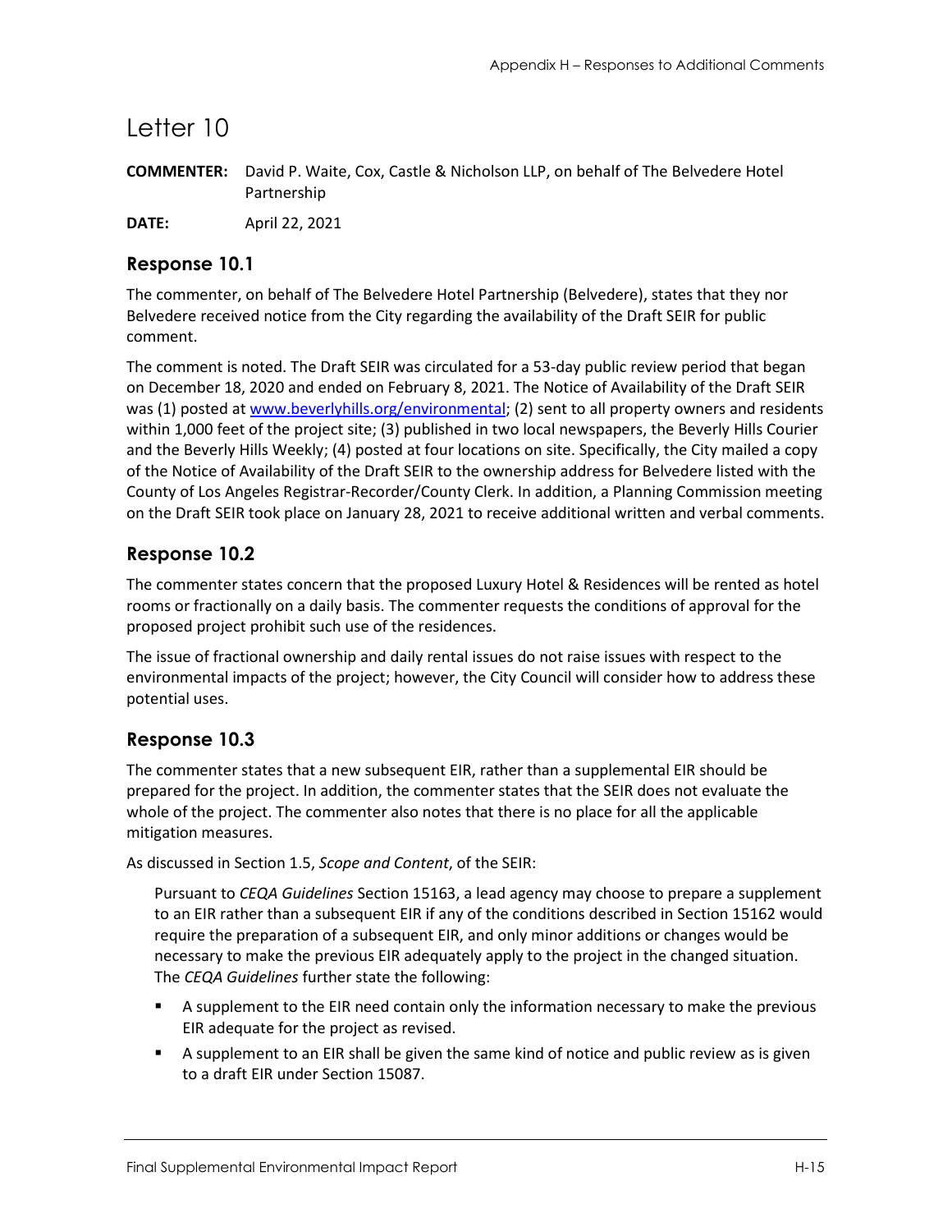# Letter 10

**COMMENTER:** David P. Waite, Cox, Castle & Nicholson LLP, on behalf of The Belvedere Hotel Partnership

**DATE:** April 22, 2021

## Response 10.1

The commenter, on behalf of The Belvedere Hotel Partnership (Belvedere), states that they nor Belvedere received notice from the City regarding the availability of the Draft SEIR for public comment.

The comment is noted. The Draft SEIR was circulated for a 53-day public review period that began on December 18, 2020 and ended on February 8, 2021. The Notice of Availability of the Draft SEIR was (1) posted at www.beverlyhills.org/environmental; (2) sent to all property owners and residents within 1,000 feet of the project site; (3) published in two local newspapers, the Beverly Hills Courier and the Beverly Hills Weekly; (4) posted at four locations on site. Specifically, the City mailed a copy of the Notice of Availability of the Draft SEIR to the ownership address for Belvedere listed with the County of Los Angeles Registrar-Recorder/County Clerk. In addition, a Planning Commission meeting on the Draft SEIR took place on January 28, 2021 to receive additional written and verbal comments.

## Response 10.2

The commenter states concern that the proposed Luxury Hotel & Residences will be rented as hotel rooms or fractionally on a daily basis. The commenter requests the conditions of approval for the proposed project prohibit such use of the residences.

The issue of fractional ownership and daily rental issues do not raise issues with respect to the environmental impacts of the project; however, the City Council will consider how to address these potential uses.

## Response 10.3

The commenter states that a new subsequent EIR, rather than a supplemental EIR should be prepared for the project. In addition, the commenter states that the SEIR does not evaluate the whole of the project. The commenter also notes that there is no place for all the applicable mitigation measures.

As discussed in Section 1.5, *Scope and Content*, of the SEIR:

> Pursuant to *CEQA Guidelines* Section 15163, a lead agency may choose to prepare a supplement to an EIR rather than a subsequent EIR if any of the conditions described in Section 15162 would require the preparation of a subsequent EIR, and only minor additions or changes would be necessary to make the previous EIR adequately apply to the project in the changed situation. The *CEQA Guidelines* further state the following:
>
> - A supplement to the EIR need contain only the information necessary to make the previous EIR adequate for the project as revised.
> - A supplement to an EIR shall be given the same kind of notice and public review as is given to a draft EIR under Section 15087.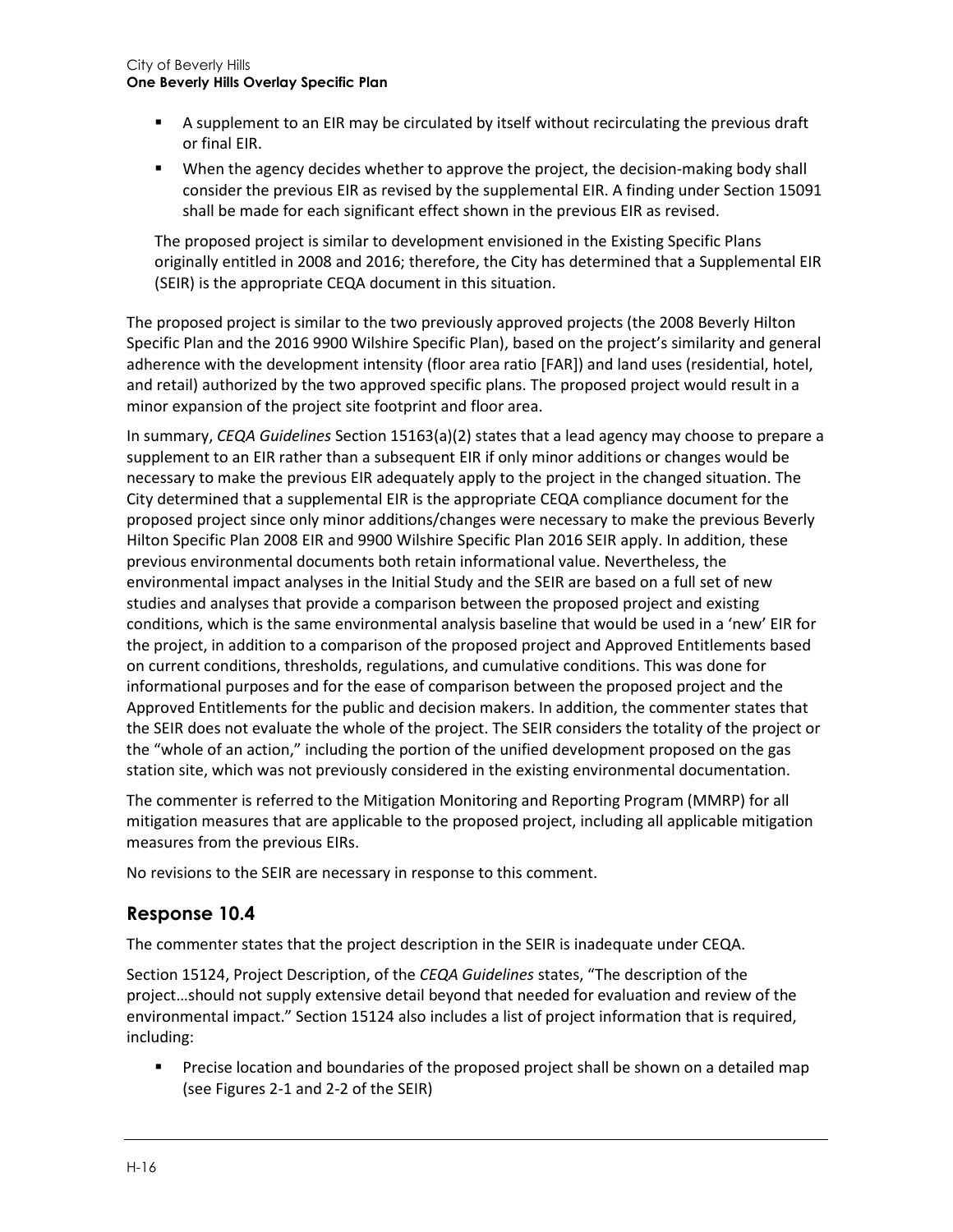- A supplement to an EIR may be circulated by itself without recirculating the previous draft or final EIR.
- When the agency decides whether to approve the project, the decision-making body shall consider the previous EIR as revised by the supplemental EIR. A finding under Section 15091 shall be made for each significant effect shown in the previous EIR as revised.

The proposed project is similar to development envisioned in the Existing Specific Plans originally entitled in 2008 and 2016; therefore, the City has determined that a Supplemental EIR (SEIR) is the appropriate CEQA document in this situation.

The proposed project is similar to the two previously approved projects (the 2008 Beverly Hilton Specific Plan and the 2016 9900 Wilshire Specific Plan), based on the project's similarity and general adherence with the development intensity (floor area ratio [FAR]) and land uses (residential, hotel, and retail) authorized by the two approved specific plans. The proposed project would result in a minor expansion of the project site footprint and floor area.

In summary, *CEQA Guidelines* Section 15163(a)(2) states that a lead agency may choose to prepare a supplement to an EIR rather than a subsequent EIR if only minor additions or changes would be necessary to make the previous EIR adequately apply to the project in the changed situation. The City determined that a supplemental EIR is the appropriate CEQA compliance document for the proposed project since only minor additions/changes were necessary to make the previous Beverly Hilton Specific Plan 2008 EIR and 9900 Wilshire Specific Plan 2016 SEIR apply. In addition, these previous environmental documents both retain informational value. Nevertheless, the environmental impact analyses in the Initial Study and the SEIR are based on a full set of new studies and analyses that provide a comparison between the proposed project and existing conditions, which is the same environmental analysis baseline that would be used in a 'new' EIR for the project, in addition to a comparison of the proposed project and Approved Entitlements based on current conditions, thresholds, regulations, and cumulative conditions. This was done for informational purposes and for the ease of comparison between the proposed project and the Approved Entitlements for the public and decision makers. In addition, the commenter states that the SEIR does not evaluate the whole of the project. The SEIR considers the totality of the project or the "whole of an action," including the portion of the unified development proposed on the gas station site, which was not previously considered in the existing environmental documentation.

The commenter is referred to the Mitigation Monitoring and Reporting Program (MMRP) for all mitigation measures that are applicable to the proposed project, including all applicable mitigation measures from the previous EIRs.

No revisions to the SEIR are necessary in response to this comment.

## Response 10.4

The commenter states that the project description in the SEIR is inadequate under CEQA.

Section 15124, Project Description, of the *CEQA Guidelines* states, "The description of the project…should not supply extensive detail beyond that needed for evaluation and review of the environmental impact." Section 15124 also includes a list of project information that is required, including:

- Precise location and boundaries of the proposed project shall be shown on a detailed map (see Figures 2-1 and 2-2 of the SEIR)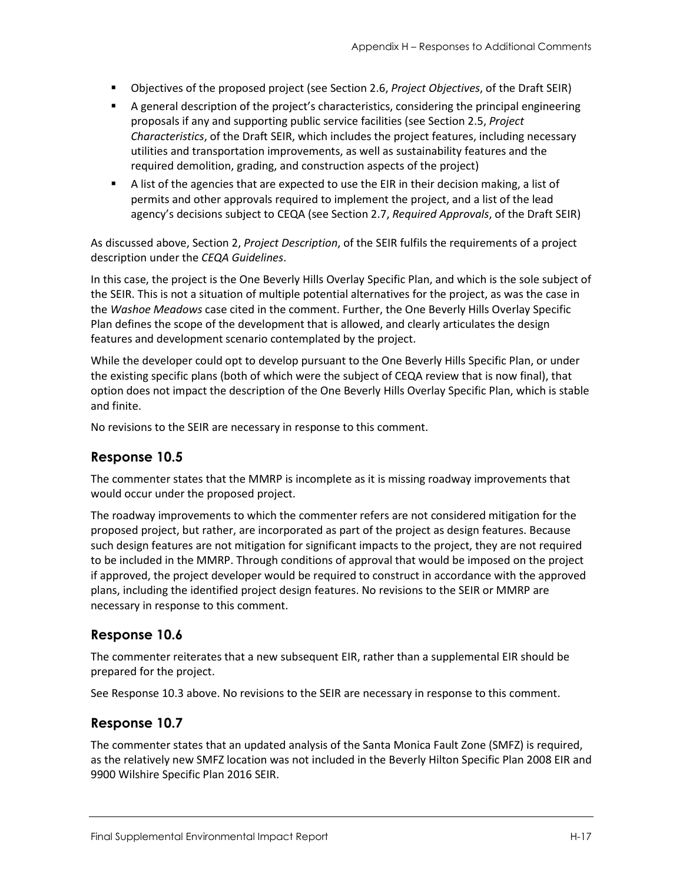- Objectives of the proposed project (see Section 2.6, *Project Objectives*, of the Draft SEIR)
- A general description of the project's characteristics, considering the principal engineering proposals if any and supporting public service facilities (see Section 2.5, *Project Characteristics*, of the Draft SEIR, which includes the project features, including necessary utilities and transportation improvements, as well as sustainability features and the required demolition, grading, and construction aspects of the project)
- A list of the agencies that are expected to use the EIR in their decision making, a list of permits and other approvals required to implement the project, and a list of the lead agency's decisions subject to CEQA (see Section 2.7, *Required Approvals*, of the Draft SEIR)

As discussed above, Section 2, *Project Description*, of the SEIR fulfils the requirements of a project description under the *CEQA Guidelines*.

In this case, the project is the One Beverly Hills Overlay Specific Plan, and which is the sole subject of the SEIR. This is not a situation of multiple potential alternatives for the project, as was the case in the *Washoe Meadows* case cited in the comment. Further, the One Beverly Hills Overlay Specific Plan defines the scope of the development that is allowed, and clearly articulates the design features and development scenario contemplated by the project.

While the developer could opt to develop pursuant to the One Beverly Hills Specific Plan, or under the existing specific plans (both of which were the subject of CEQA review that is now final), that option does not impact the description of the One Beverly Hills Overlay Specific Plan, which is stable and finite.

No revisions to the SEIR are necessary in response to this comment.

## Response 10.5

The commenter states that the MMRP is incomplete as it is missing roadway improvements that would occur under the proposed project.

The roadway improvements to which the commenter refers are not considered mitigation for the proposed project, but rather, are incorporated as part of the project as design features. Because such design features are not mitigation for significant impacts to the project, they are not required to be included in the MMRP. Through conditions of approval that would be imposed on the project if approved, the project developer would be required to construct in accordance with the approved plans, including the identified project design features. No revisions to the SEIR or MMRP are necessary in response to this comment.

## Response 10.6

The commenter reiterates that a new subsequent EIR, rather than a supplemental EIR should be prepared for the project.

See Response 10.3 above. No revisions to the SEIR are necessary in response to this comment.

## Response 10.7

The commenter states that an updated analysis of the Santa Monica Fault Zone (SMFZ) is required, as the relatively new SMFZ location was not included in the Beverly Hilton Specific Plan 2008 EIR and 9900 Wilshire Specific Plan 2016 SEIR.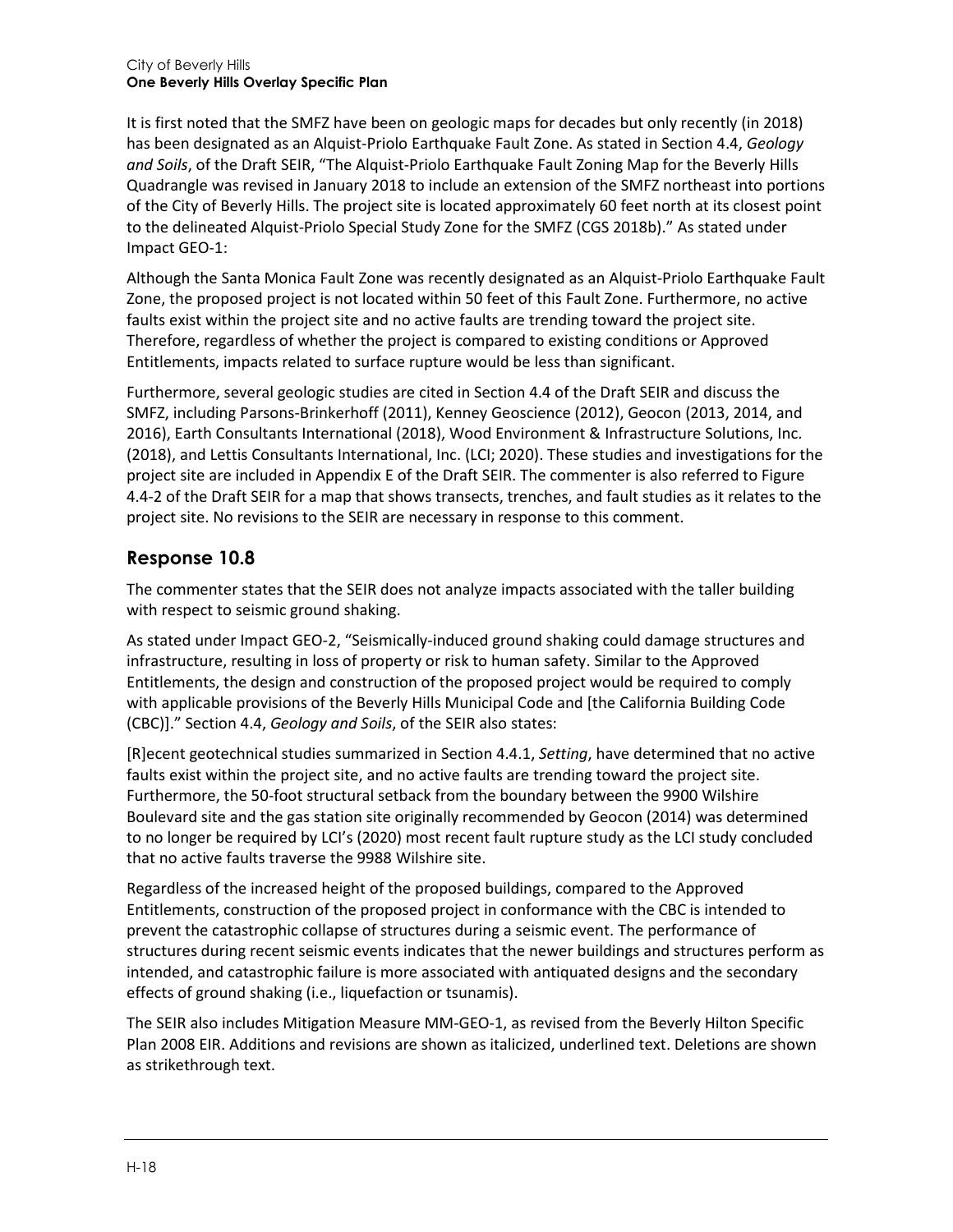It is first noted that the SMFZ have been on geologic maps for decades but only recently (in 2018) has been designated as an Alquist-Priolo Earthquake Fault Zone. As stated in Section 4.4, *Geology and Soils*, of the Draft SEIR, "The Alquist-Priolo Earthquake Fault Zoning Map for the Beverly Hills Quadrangle was revised in January 2018 to include an extension of the SMFZ northeast into portions of the City of Beverly Hills. The project site is located approximately 60 feet north at its closest point to the delineated Alquist-Priolo Special Study Zone for the SMFZ (CGS 2018b)." As stated under Impact GEO-1:

Although the Santa Monica Fault Zone was recently designated as an Alquist-Priolo Earthquake Fault Zone, the proposed project is not located within 50 feet of this Fault Zone. Furthermore, no active faults exist within the project site and no active faults are trending toward the project site. Therefore, regardless of whether the project is compared to existing conditions or Approved Entitlements, impacts related to surface rupture would be less than significant.

Furthermore, several geologic studies are cited in Section 4.4 of the Draft SEIR and discuss the SMFZ, including Parsons-Brinkerhoff (2011), Kenney Geoscience (2012), Geocon (2013, 2014, and 2016), Earth Consultants International (2018), Wood Environment & Infrastructure Solutions, Inc. (2018), and Lettis Consultants International, Inc. (LCI; 2020). These studies and investigations for the project site are included in Appendix E of the Draft SEIR. The commenter is also referred to Figure 4.4-2 of the Draft SEIR for a map that shows transects, trenches, and fault studies as it relates to the project site. No revisions to the SEIR are necessary in response to this comment.

## Response 10.8

The commenter states that the SEIR does not analyze impacts associated with the taller building with respect to seismic ground shaking.

As stated under Impact GEO-2, "Seismically-induced ground shaking could damage structures and infrastructure, resulting in loss of property or risk to human safety. Similar to the Approved Entitlements, the design and construction of the proposed project would be required to comply with applicable provisions of the Beverly Hills Municipal Code and [the California Building Code (CBC)]." Section 4.4, *Geology and Soils*, of the SEIR also states:

[R]ecent geotechnical studies summarized in Section 4.4.1, *Setting*, have determined that no active faults exist within the project site, and no active faults are trending toward the project site. Furthermore, the 50-foot structural setback from the boundary between the 9900 Wilshire Boulevard site and the gas station site originally recommended by Geocon (2014) was determined to no longer be required by LCI's (2020) most recent fault rupture study as the LCI study concluded that no active faults traverse the 9988 Wilshire site.

Regardless of the increased height of the proposed buildings, compared to the Approved Entitlements, construction of the proposed project in conformance with the CBC is intended to prevent the catastrophic collapse of structures during a seismic event. The performance of structures during recent seismic events indicates that the newer buildings and structures perform as intended, and catastrophic failure is more associated with antiquated designs and the secondary effects of ground shaking (i.e., liquefaction or tsunamis).

The SEIR also includes Mitigation Measure MM-GEO-1, as revised from the Beverly Hilton Specific Plan 2008 EIR. Additions and revisions are shown as italicized, underlined text. Deletions are shown as strikethrough text.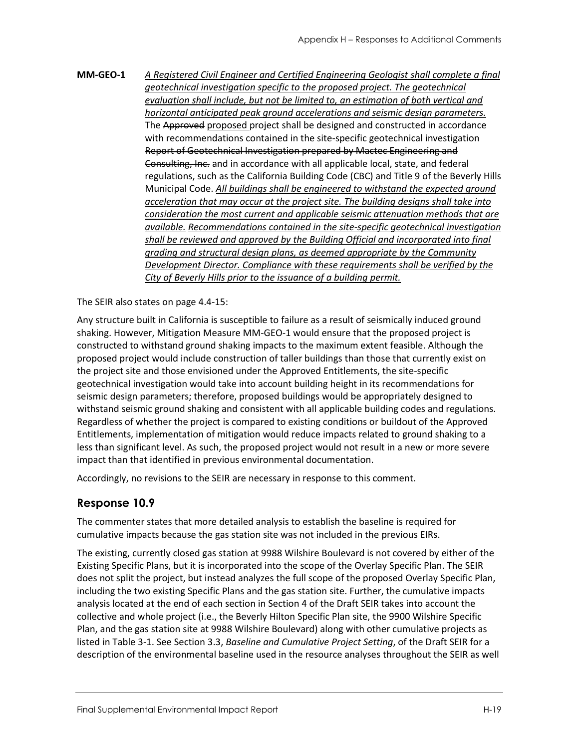**MM-GEO-1** *A Registered Civil Engineer and Certified Engineering Geologist shall complete a final geotechnical investigation specific to the proposed project. The geotechnical evaluation shall include, but not be limited to, an estimation of both vertical and horizontal anticipated peak ground accelerations and seismic design parameters.* The ~~Approved~~ proposed project shall be designed and constructed in accordance with recommendations contained in the site-specific geotechnical investigation ~~Report of Geotechnical Investigation prepared by Mactec Engineering and Consulting, Inc.~~ and in accordance with all applicable local, state, and federal regulations, such as the California Building Code (CBC) and Title 9 of the Beverly Hills Municipal Code. *All buildings shall be engineered to withstand the expected ground acceleration that may occur at the project site. The building designs shall take into consideration the most current and applicable seismic attenuation methods that are available. Recommendations contained in the site-specific geotechnical investigation shall be reviewed and approved by the Building Official and incorporated into final grading and structural design plans, as deemed appropriate by the Community Development Director. Compliance with these requirements shall be verified by the City of Beverly Hills prior to the issuance of a building permit.*

The SEIR also states on page 4.4-15:

Any structure built in California is susceptible to failure as a result of seismically induced ground shaking. However, Mitigation Measure MM-GEO-1 would ensure that the proposed project is constructed to withstand ground shaking impacts to the maximum extent feasible. Although the proposed project would include construction of taller buildings than those that currently exist on the project site and those envisioned under the Approved Entitlements, the site-specific geotechnical investigation would take into account building height in its recommendations for seismic design parameters; therefore, proposed buildings would be appropriately designed to withstand seismic ground shaking and consistent with all applicable building codes and regulations. Regardless of whether the project is compared to existing conditions or buildout of the Approved Entitlements, implementation of mitigation would reduce impacts related to ground shaking to a less than significant level. As such, the proposed project would not result in a new or more severe impact than that identified in previous environmental documentation.

Accordingly, no revisions to the SEIR are necessary in response to this comment.

## Response 10.9

The commenter states that more detailed analysis to establish the baseline is required for cumulative impacts because the gas station site was not included in the previous EIRs.

The existing, currently closed gas station at 9988 Wilshire Boulevard is not covered by either of the Existing Specific Plans, but it is incorporated into the scope of the Overlay Specific Plan. The SEIR does not split the project, but instead analyzes the full scope of the proposed Overlay Specific Plan, including the two existing Specific Plans and the gas station site. Further, the cumulative impacts analysis located at the end of each section in Section 4 of the Draft SEIR takes into account the collective and whole project (i.e., the Beverly Hilton Specific Plan site, the 9900 Wilshire Specific Plan, and the gas station site at 9988 Wilshire Boulevard) along with other cumulative projects as listed in Table 3-1. See Section 3.3, *Baseline and Cumulative Project Setting*, of the Draft SEIR for a description of the environmental baseline used in the resource analyses throughout the SEIR as well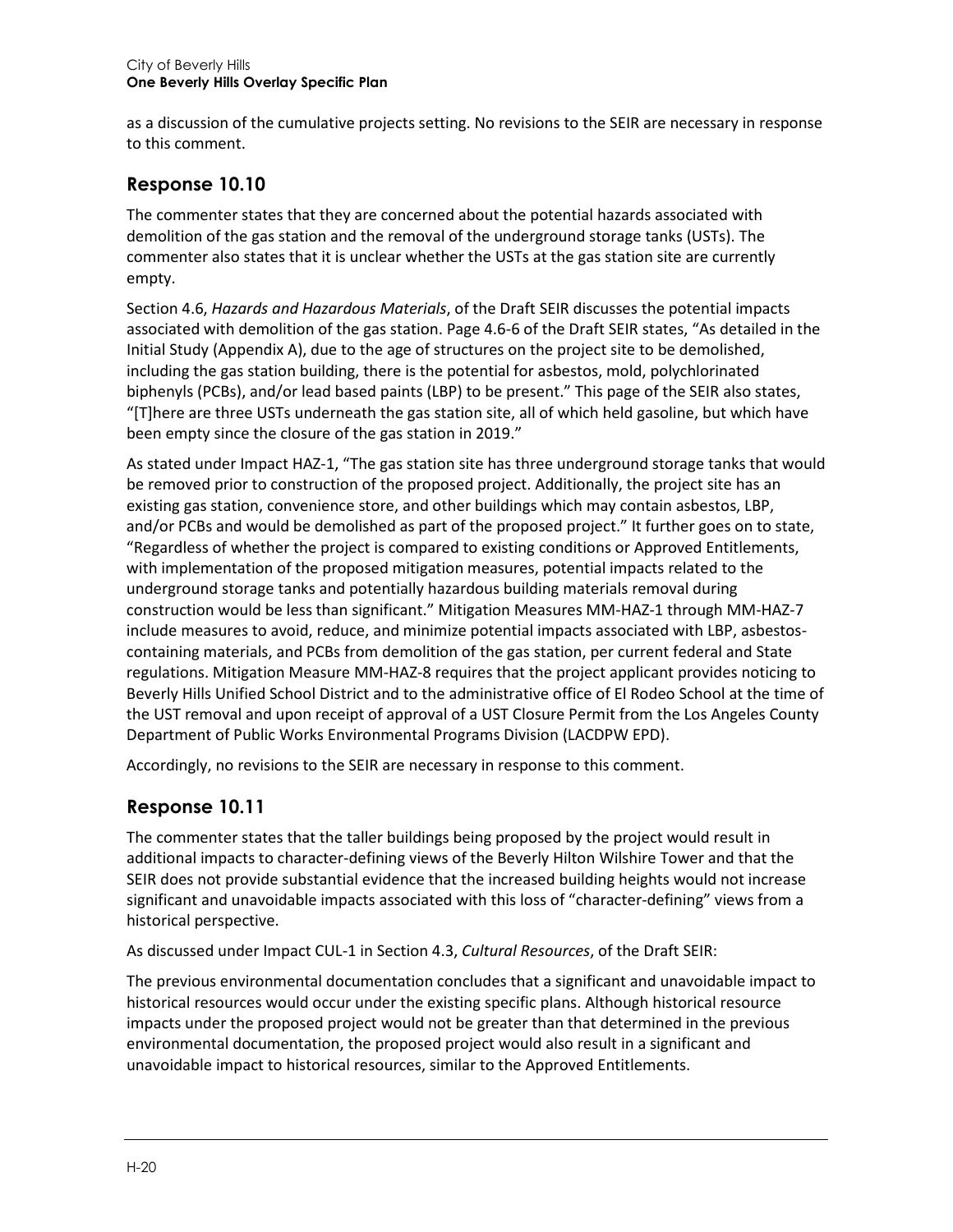as a discussion of the cumulative projects setting. No revisions to the SEIR are necessary in response to this comment.

## Response 10.10

The commenter states that they are concerned about the potential hazards associated with demolition of the gas station and the removal of the underground storage tanks (USTs). The commenter also states that it is unclear whether the USTs at the gas station site are currently empty.

Section 4.6, *Hazards and Hazardous Materials*, of the Draft SEIR discusses the potential impacts associated with demolition of the gas station. Page 4.6-6 of the Draft SEIR states, "As detailed in the Initial Study (Appendix A), due to the age of structures on the project site to be demolished, including the gas station building, there is the potential for asbestos, mold, polychlorinated biphenyls (PCBs), and/or lead based paints (LBP) to be present." This page of the SEIR also states, "[T]here are three USTs underneath the gas station site, all of which held gasoline, but which have been empty since the closure of the gas station in 2019."

As stated under Impact HAZ-1, "The gas station site has three underground storage tanks that would be removed prior to construction of the proposed project. Additionally, the project site has an existing gas station, convenience store, and other buildings which may contain asbestos, LBP, and/or PCBs and would be demolished as part of the proposed project." It further goes on to state, "Regardless of whether the project is compared to existing conditions or Approved Entitlements, with implementation of the proposed mitigation measures, potential impacts related to the underground storage tanks and potentially hazardous building materials removal during construction would be less than significant." Mitigation Measures MM-HAZ-1 through MM-HAZ-7 include measures to avoid, reduce, and minimize potential impacts associated with LBP, asbestos-containing materials, and PCBs from demolition of the gas station, per current federal and State regulations. Mitigation Measure MM-HAZ-8 requires that the project applicant provides noticing to Beverly Hills Unified School District and to the administrative office of El Rodeo School at the time of the UST removal and upon receipt of approval of a UST Closure Permit from the Los Angeles County Department of Public Works Environmental Programs Division (LACDPW EPD).

Accordingly, no revisions to the SEIR are necessary in response to this comment.

## Response 10.11

The commenter states that the taller buildings being proposed by the project would result in additional impacts to character-defining views of the Beverly Hilton Wilshire Tower and that the SEIR does not provide substantial evidence that the increased building heights would not increase significant and unavoidable impacts associated with this loss of "character-defining" views from a historical perspective.

As discussed under Impact CUL-1 in Section 4.3, *Cultural Resources*, of the Draft SEIR:

The previous environmental documentation concludes that a significant and unavoidable impact to historical resources would occur under the existing specific plans. Although historical resource impacts under the proposed project would not be greater than that determined in the previous environmental documentation, the proposed project would also result in a significant and unavoidable impact to historical resources, similar to the Approved Entitlements.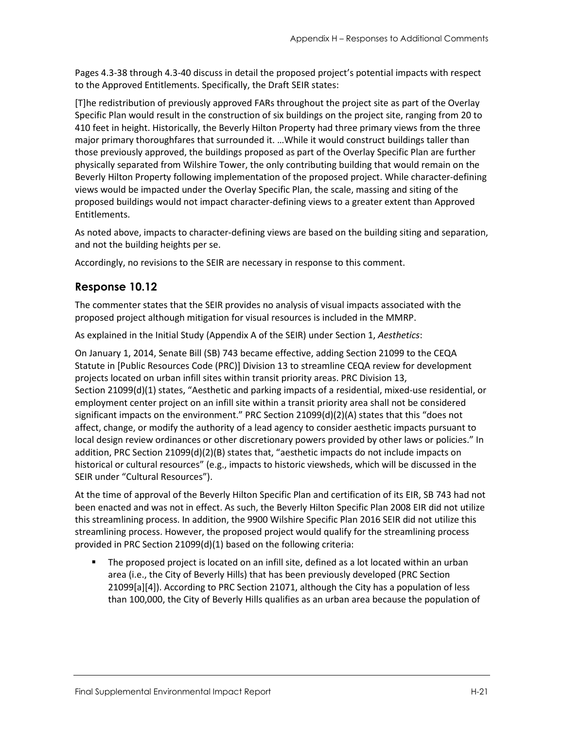Pages 4.3-38 through 4.3-40 discuss in detail the proposed project's potential impacts with respect to the Approved Entitlements. Specifically, the Draft SEIR states:

[T]he redistribution of previously approved FARs throughout the project site as part of the Overlay Specific Plan would result in the construction of six buildings on the project site, ranging from 20 to 410 feet in height. Historically, the Beverly Hilton Property had three primary views from the three major primary thoroughfares that surrounded it. …While it would construct buildings taller than those previously approved, the buildings proposed as part of the Overlay Specific Plan are further physically separated from Wilshire Tower, the only contributing building that would remain on the Beverly Hilton Property following implementation of the proposed project. While character-defining views would be impacted under the Overlay Specific Plan, the scale, massing and siting of the proposed buildings would not impact character-defining views to a greater extent than Approved Entitlements.

As noted above, impacts to character-defining views are based on the building siting and separation, and not the building heights per se.

Accordingly, no revisions to the SEIR are necessary in response to this comment.

## Response 10.12

The commenter states that the SEIR provides no analysis of visual impacts associated with the proposed project although mitigation for visual resources is included in the MMRP.

As explained in the Initial Study (Appendix A of the SEIR) under Section 1, *Aesthetics*:

On January 1, 2014, Senate Bill (SB) 743 became effective, adding Section 21099 to the CEQA Statute in [Public Resources Code (PRC)] Division 13 to streamline CEQA review for development projects located on urban infill sites within transit priority areas. PRC Division 13, Section 21099(d)(1) states, "Aesthetic and parking impacts of a residential, mixed-use residential, or employment center project on an infill site within a transit priority area shall not be considered significant impacts on the environment." PRC Section 21099(d)(2)(A) states that this "does not affect, change, or modify the authority of a lead agency to consider aesthetic impacts pursuant to local design review ordinances or other discretionary powers provided by other laws or policies." In addition, PRC Section 21099(d)(2)(B) states that, "aesthetic impacts do not include impacts on historical or cultural resources" (e.g., impacts to historic viewsheds, which will be discussed in the SEIR under "Cultural Resources").

At the time of approval of the Beverly Hilton Specific Plan and certification of its EIR, SB 743 had not been enacted and was not in effect. As such, the Beverly Hilton Specific Plan 2008 EIR did not utilize this streamlining process. In addition, the 9900 Wilshire Specific Plan 2016 SEIR did not utilize this streamlining process. However, the proposed project would qualify for the streamlining process provided in PRC Section 21099(d)(1) based on the following criteria:

- The proposed project is located on an infill site, defined as a lot located within an urban area (i.e., the City of Beverly Hills) that has been previously developed (PRC Section 21099[a][4]). According to PRC Section 21071, although the City has a population of less than 100,000, the City of Beverly Hills qualifies as an urban area because the population of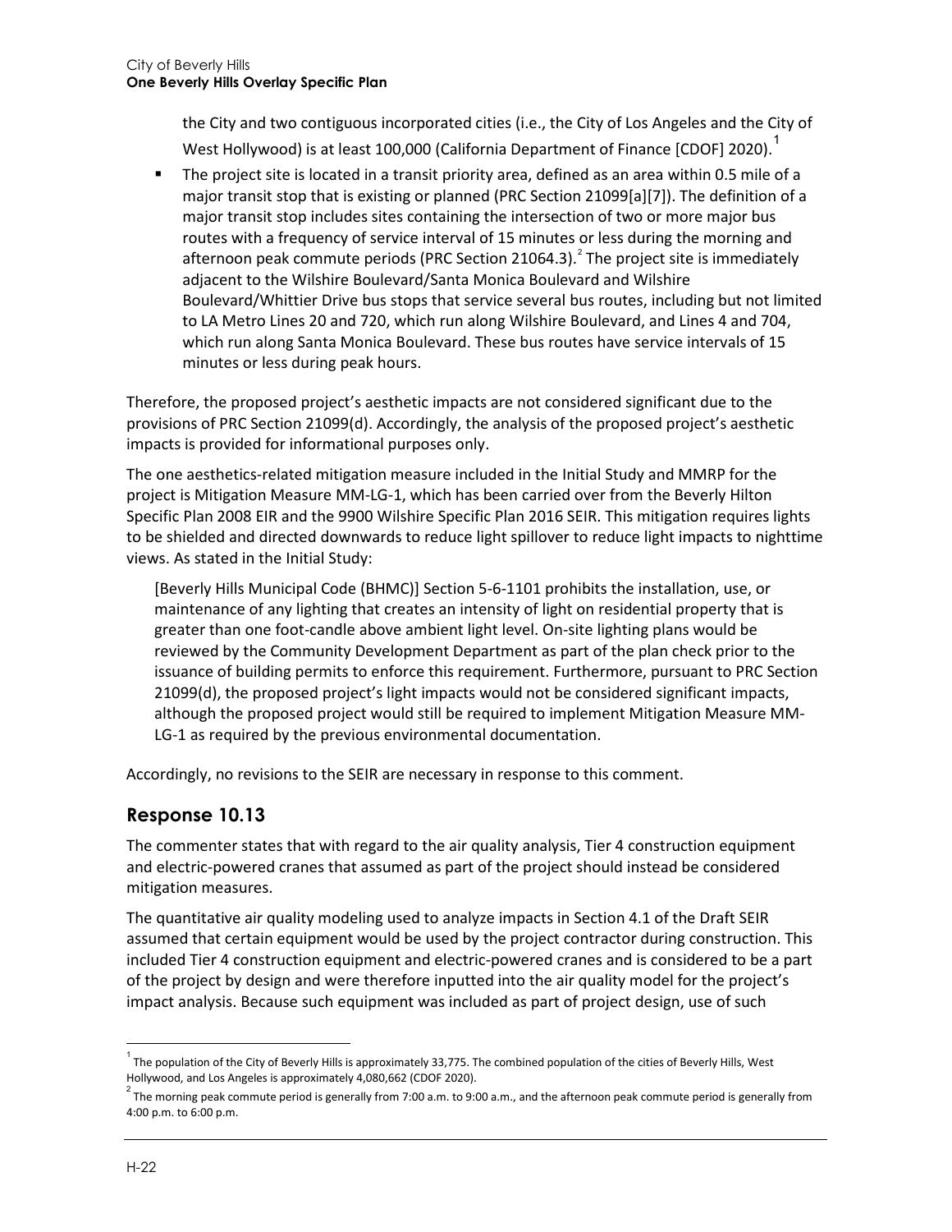the City and two contiguous incorporated cities (i.e., the City of Los Angeles and the City of West Hollywood) is at least 100,000 (California Department of Finance [CDOF] 2020).[1]

- The project site is located in a transit priority area, defined as an area within 0.5 mile of a major transit stop that is existing or planned (PRC Section 21099[a][7]). The definition of a major transit stop includes sites containing the intersection of two or more major bus routes with a frequency of service interval of 15 minutes or less during the morning and afternoon peak commute periods (PRC Section 21064.3).[2] The project site is immediately adjacent to the Wilshire Boulevard/Santa Monica Boulevard and Wilshire Boulevard/Whittier Drive bus stops that service several bus routes, including but not limited to LA Metro Lines 20 and 720, which run along Wilshire Boulevard, and Lines 4 and 704, which run along Santa Monica Boulevard. These bus routes have service intervals of 15 minutes or less during peak hours.

Therefore, the proposed project's aesthetic impacts are not considered significant due to the provisions of PRC Section 21099(d). Accordingly, the analysis of the proposed project's aesthetic impacts is provided for informational purposes only.

The one aesthetics-related mitigation measure included in the Initial Study and MMRP for the project is Mitigation Measure MM-LG-1, which has been carried over from the Beverly Hilton Specific Plan 2008 EIR and the 9900 Wilshire Specific Plan 2016 SEIR. This mitigation requires lights to be shielded and directed downwards to reduce light spillover to reduce light impacts to nighttime views. As stated in the Initial Study:

> [Beverly Hills Municipal Code (BHMC)] Section 5-6-1101 prohibits the installation, use, or maintenance of any lighting that creates an intensity of light on residential property that is greater than one foot-candle above ambient light level. On-site lighting plans would be reviewed by the Community Development Department as part of the plan check prior to the issuance of building permits to enforce this requirement. Furthermore, pursuant to PRC Section 21099(d), the proposed project's light impacts would not be considered significant impacts, although the proposed project would still be required to implement Mitigation Measure MM-LG-1 as required by the previous environmental documentation.

Accordingly, no revisions to the SEIR are necessary in response to this comment.

## Response 10.13

The commenter states that with regard to the air quality analysis, Tier 4 construction equipment and electric-powered cranes that assumed as part of the project should instead be considered mitigation measures.

The quantitative air quality modeling used to analyze impacts in Section 4.1 of the Draft SEIR assumed that certain equipment would be used by the project contractor during construction. This included Tier 4 construction equipment and electric-powered cranes and is considered to be a part of the project by design and were therefore inputted into the air quality model for the project's impact analysis. Because such equipment was included as part of project design, use of such

---

[1] The population of the City of Beverly Hills is approximately 33,775. The combined population of the cities of Beverly Hills, West Hollywood, and Los Angeles is approximately 4,080,662 (CDOF 2020).

[2] The morning peak commute period is generally from 7:00 a.m. to 9:00 a.m., and the afternoon peak commute period is generally from 4:00 p.m. to 6:00 p.m.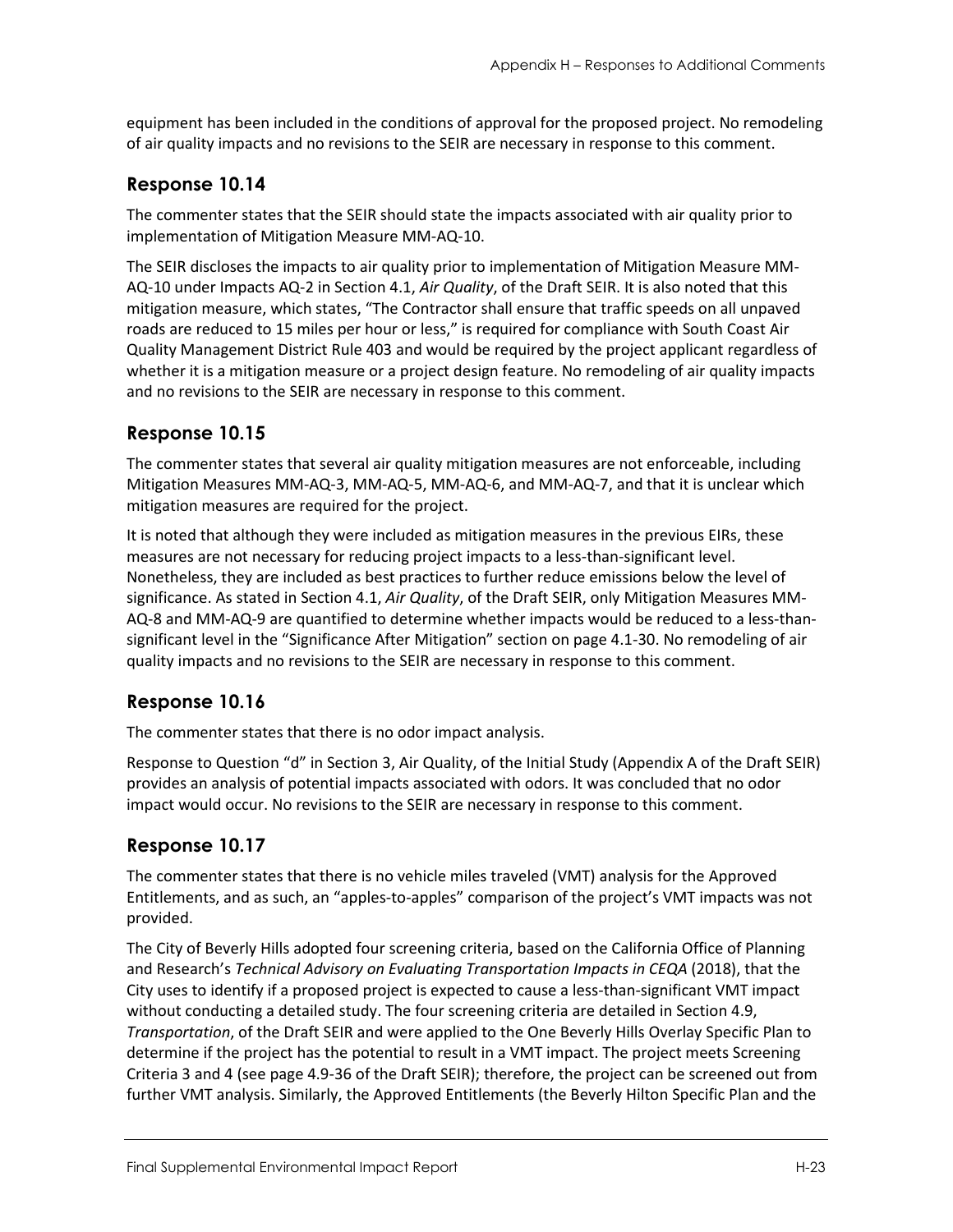equipment has been included in the conditions of approval for the proposed project. No remodeling of air quality impacts and no revisions to the SEIR are necessary in response to this comment.

## Response 10.14

The commenter states that the SEIR should state the impacts associated with air quality prior to implementation of Mitigation Measure MM-AQ-10.

The SEIR discloses the impacts to air quality prior to implementation of Mitigation Measure MM-AQ-10 under Impacts AQ-2 in Section 4.1, *Air Quality*, of the Draft SEIR. It is also noted that this mitigation measure, which states, "The Contractor shall ensure that traffic speeds on all unpaved roads are reduced to 15 miles per hour or less," is required for compliance with South Coast Air Quality Management District Rule 403 and would be required by the project applicant regardless of whether it is a mitigation measure or a project design feature. No remodeling of air quality impacts and no revisions to the SEIR are necessary in response to this comment.

## Response 10.15

The commenter states that several air quality mitigation measures are not enforceable, including Mitigation Measures MM-AQ-3, MM-AQ-5, MM-AQ-6, and MM-AQ-7, and that it is unclear which mitigation measures are required for the project.

It is noted that although they were included as mitigation measures in the previous EIRs, these measures are not necessary for reducing project impacts to a less-than-significant level. Nonetheless, they are included as best practices to further reduce emissions below the level of significance. As stated in Section 4.1, *Air Quality*, of the Draft SEIR, only Mitigation Measures MM-AQ-8 and MM-AQ-9 are quantified to determine whether impacts would be reduced to a less-than-significant level in the "Significance After Mitigation" section on page 4.1-30. No remodeling of air quality impacts and no revisions to the SEIR are necessary in response to this comment.

## Response 10.16

The commenter states that there is no odor impact analysis.

Response to Question "d" in Section 3, Air Quality, of the Initial Study (Appendix A of the Draft SEIR) provides an analysis of potential impacts associated with odors. It was concluded that no odor impact would occur. No revisions to the SEIR are necessary in response to this comment.

## Response 10.17

The commenter states that there is no vehicle miles traveled (VMT) analysis for the Approved Entitlements, and as such, an "apples-to-apples" comparison of the project's VMT impacts was not provided.

The City of Beverly Hills adopted four screening criteria, based on the California Office of Planning and Research's *Technical Advisory on Evaluating Transportation Impacts in CEQA* (2018), that the City uses to identify if a proposed project is expected to cause a less-than-significant VMT impact without conducting a detailed study. The four screening criteria are detailed in Section 4.9, *Transportation*, of the Draft SEIR and were applied to the One Beverly Hills Overlay Specific Plan to determine if the project has the potential to result in a VMT impact. The project meets Screening Criteria 3 and 4 (see page 4.9-36 of the Draft SEIR); therefore, the project can be screened out from further VMT analysis. Similarly, the Approved Entitlements (the Beverly Hilton Specific Plan and the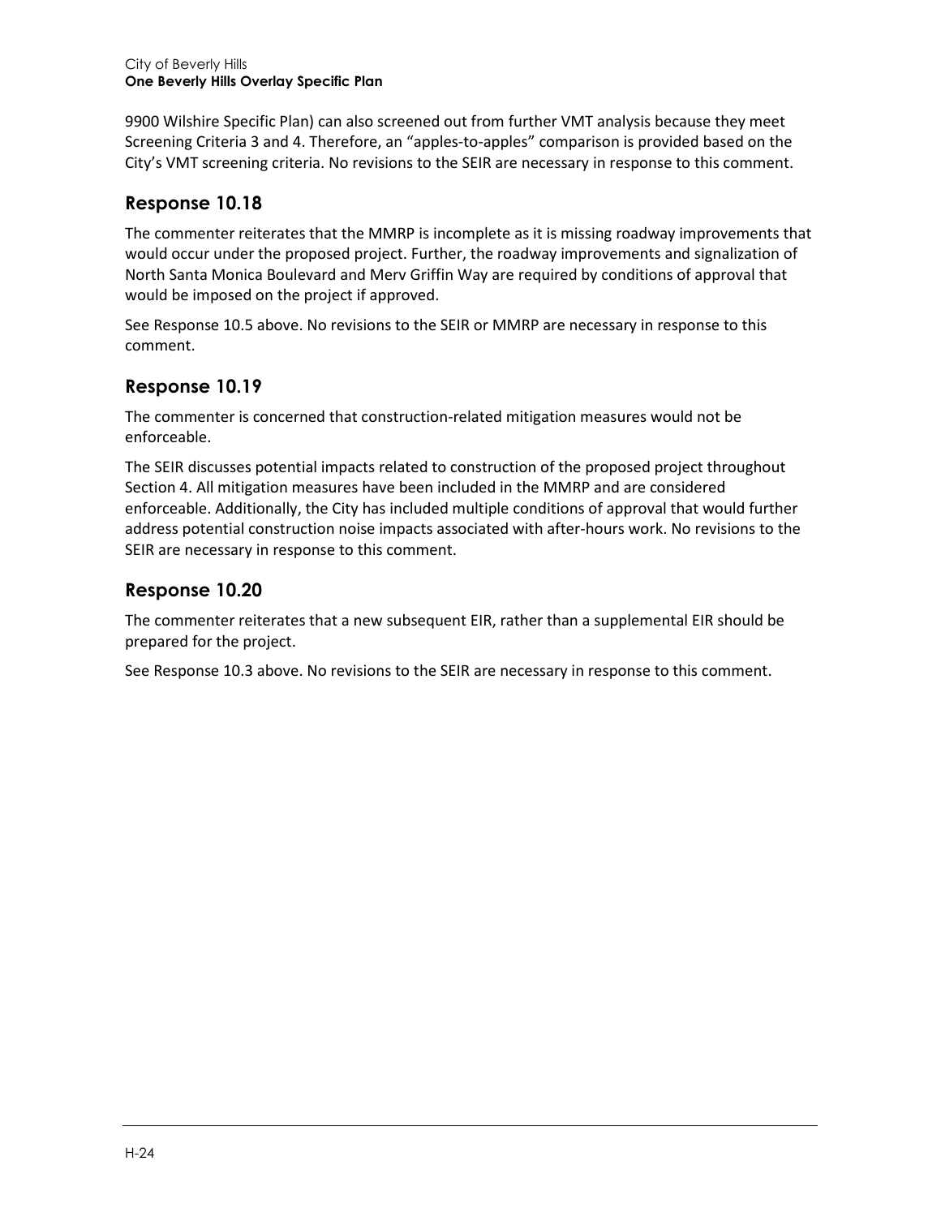9900 Wilshire Specific Plan) can also screened out from further VMT analysis because they meet Screening Criteria 3 and 4. Therefore, an "apples-to-apples" comparison is provided based on the City's VMT screening criteria. No revisions to the SEIR are necessary in response to this comment.

### Response 10.18

The commenter reiterates that the MMRP is incomplete as it is missing roadway improvements that would occur under the proposed project. Further, the roadway improvements and signalization of North Santa Monica Boulevard and Merv Griffin Way are required by conditions of approval that would be imposed on the project if approved.

See Response 10.5 above. No revisions to the SEIR or MMRP are necessary in response to this comment.

### Response 10.19

The commenter is concerned that construction-related mitigation measures would not be enforceable.

The SEIR discusses potential impacts related to construction of the proposed project throughout Section 4. All mitigation measures have been included in the MMRP and are considered enforceable. Additionally, the City has included multiple conditions of approval that would further address potential construction noise impacts associated with after-hours work. No revisions to the SEIR are necessary in response to this comment.

### Response 10.20

The commenter reiterates that a new subsequent EIR, rather than a supplemental EIR should be prepared for the project.

See Response 10.3 above. No revisions to the SEIR are necessary in response to this comment.